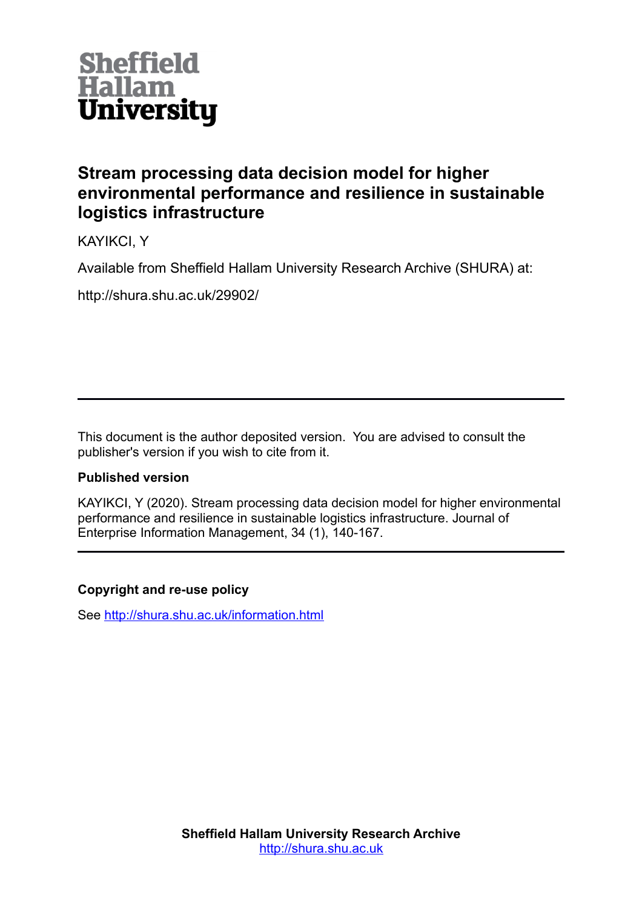Sheffield Hallam University

# Stream processing data decision model for higher environmental performance and resilience in sustainable logistics infrastructure

KAYIKCI, Y

Available from Sheffield Hallam University Research Archive (SHURA) at:

http://shura.shu.ac.uk/29902/

---

This document is the author deposited version. You are advised to consult the publisher's version if you wish to cite from it.

**Published version**

KAYIKCI, Y (2020). Stream processing data decision model for higher environmental performance and resilience in sustainable logistics infrastructure. Journal of Enterprise Information Management, 34 (1), 140-167.

---

**Copyright and re-use policy**

See http://shura.shu.ac.uk/information.html

**Sheffield Hallam University Research Archive**
http://shura.shu.ac.uk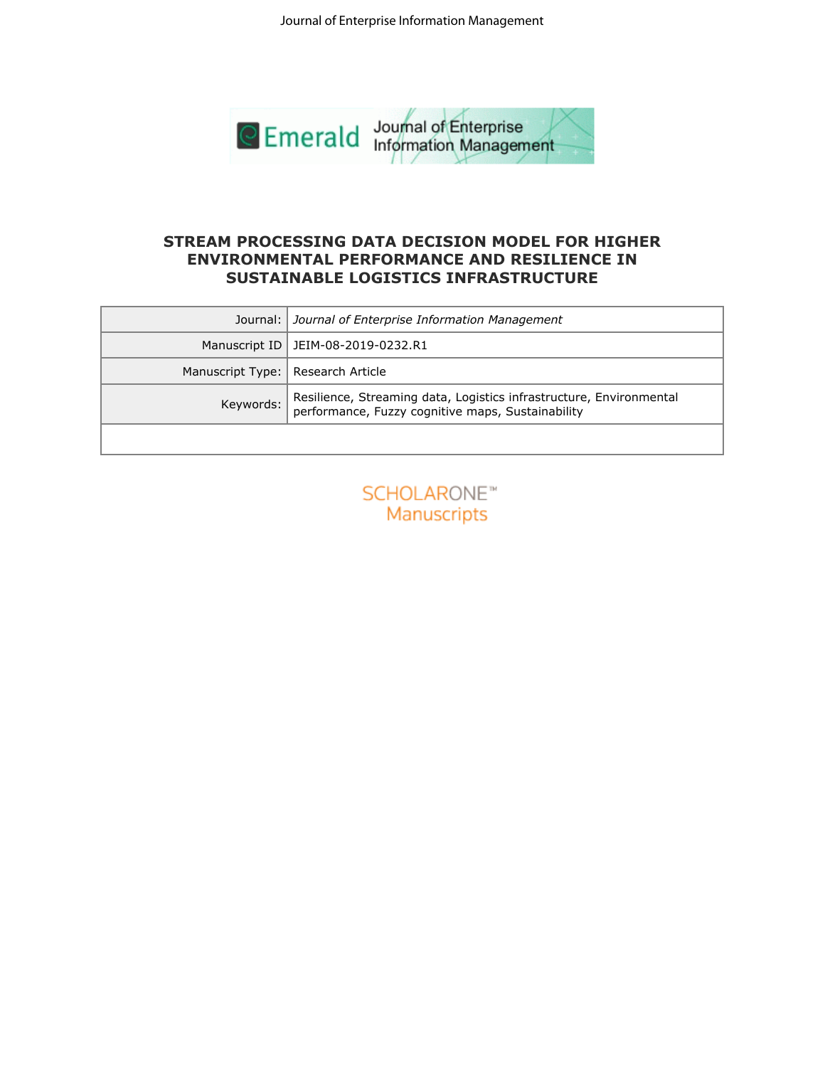# STREAM PROCESSING DATA DECISION MODEL FOR HIGHER ENVIRONMENTAL PERFORMANCE AND RESILIENCE IN SUSTAINABLE LOGISTICS INFRASTRUCTURE

| | |
|---|---|
| Journal: | *Journal of Enterprise Information Management* |
| Manuscript ID | JEIM-08-2019-0232.R1 |
| Manuscript Type: | Research Article |
| Keywords: | Resilience, Streaming data, Logistics infrastructure, Environmental performance, Fuzzy cognitive maps, Sustainability |
| | |

SCHOLARONE™
Manuscripts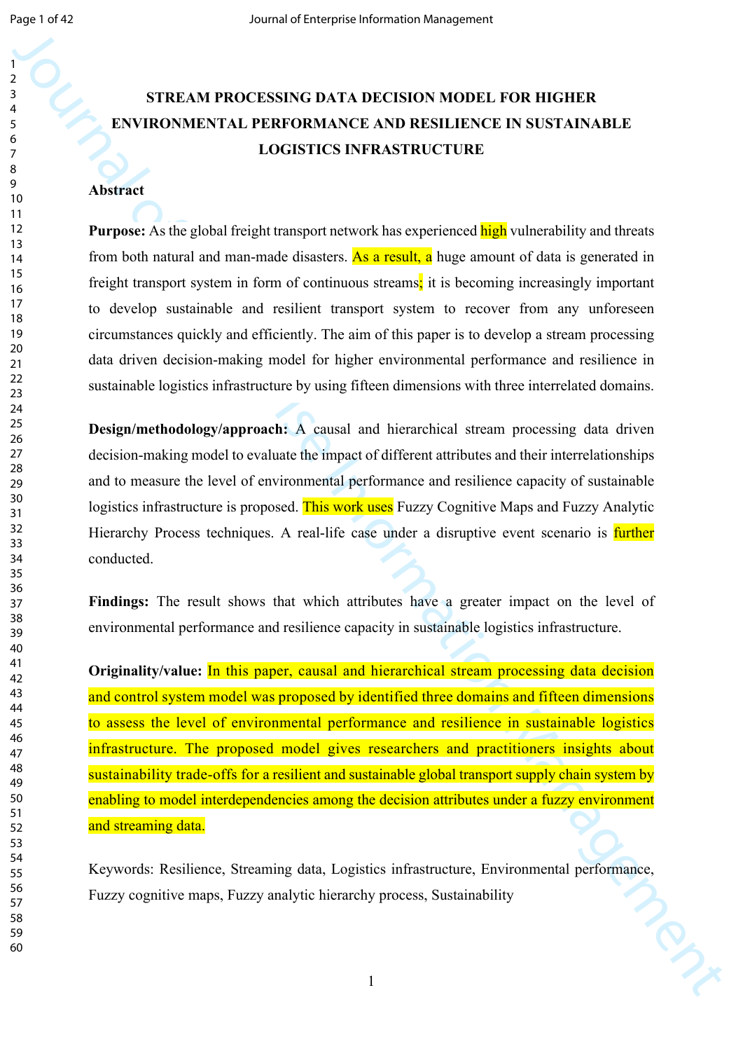# STREAM PROCESSING DATA DECISION MODEL FOR HIGHER ENVIRONMENTAL PERFORMANCE AND RESILIENCE IN SUSTAINABLE LOGISTICS INFRASTRUCTURE

## Abstract

**Purpose:** As the global freight transport network has experienced high vulnerability and threats from both natural and man-made disasters. As a result, a huge amount of data is generated in freight transport system in form of continuous streams; it is becoming increasingly important to develop sustainable and resilient transport system to recover from any unforeseen circumstances quickly and efficiently. The aim of this paper is to develop a stream processing data driven decision-making model for higher environmental performance and resilience in sustainable logistics infrastructure by using fifteen dimensions with three interrelated domains.

**Design/methodology/approach:** A causal and hierarchical stream processing data driven decision-making model to evaluate the impact of different attributes and their interrelationships and to measure the level of environmental performance and resilience capacity of sustainable logistics infrastructure is proposed. This work uses Fuzzy Cognitive Maps and Fuzzy Analytic Hierarchy Process techniques. A real-life case under a disruptive event scenario is further conducted.

**Findings:** The result shows that which attributes have a greater impact on the level of environmental performance and resilience capacity in sustainable logistics infrastructure.

**Originality/value:** In this paper, causal and hierarchical stream processing data decision and control system model was proposed by identified three domains and fifteen dimensions to assess the level of environmental performance and resilience in sustainable logistics infrastructure. The proposed model gives researchers and practitioners insights about sustainability trade-offs for a resilient and sustainable global transport supply chain system by enabling to model interdependencies among the decision attributes under a fuzzy environment and streaming data.

Keywords: Resilience, Streaming data, Logistics infrastructure, Environmental performance, Fuzzy cognitive maps, Fuzzy analytic hierarchy process, Sustainability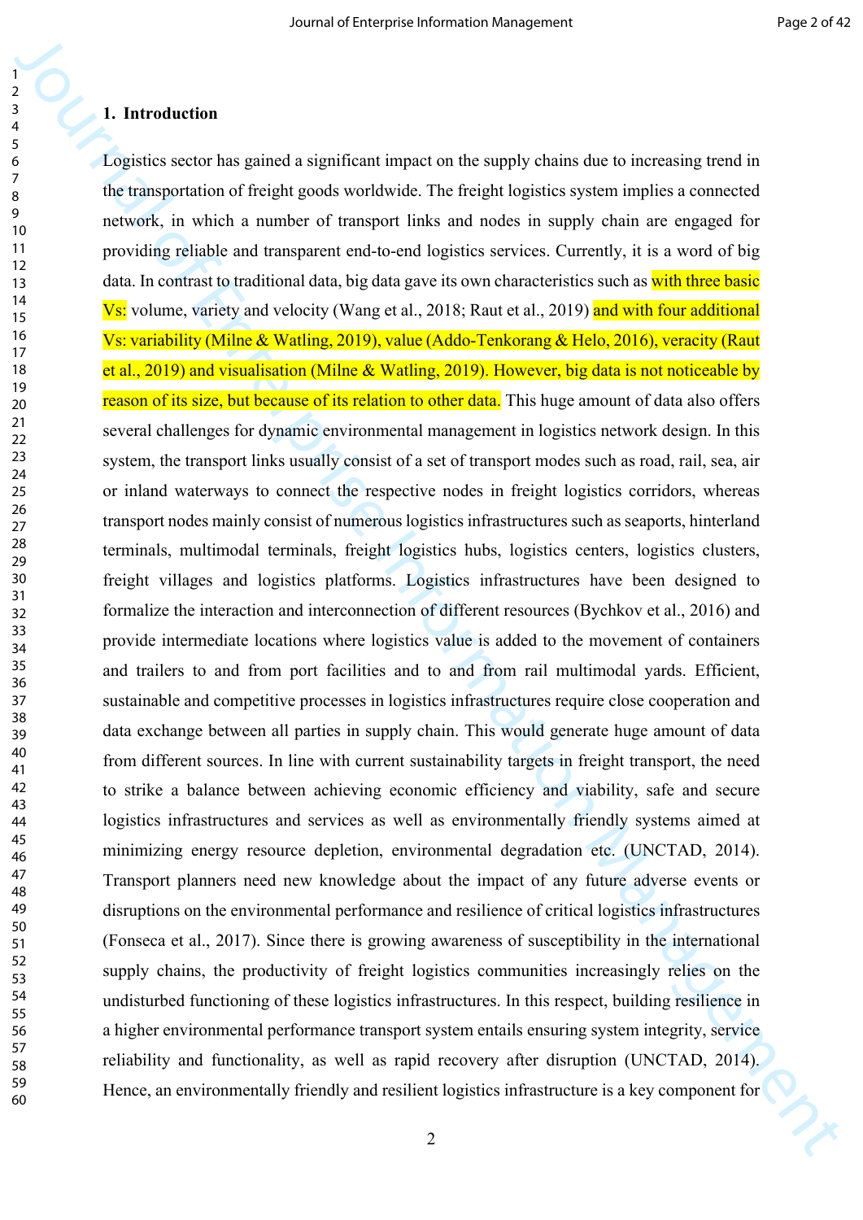## 1. Introduction

Logistics sector has gained a significant impact on the supply chains due to increasing trend in the transportation of freight goods worldwide. The freight logistics system implies a connected network, in which a number of transport links and nodes in supply chain are engaged for providing reliable and transparent end-to-end logistics services. Currently, it is a word of big data. In contrast to traditional data, big data gave its own characteristics such as with three basic Vs: volume, variety and velocity (Wang et al., 2018; Raut et al., 2019) and with four additional Vs: variability (Milne & Watling, 2019), value (Addo-Tenkorang & Helo, 2016), veracity (Raut et al., 2019) and visualisation (Milne & Watling, 2019). However, big data is not noticeable by reason of its size, but because of its relation to other data. This huge amount of data also offers several challenges for dynamic environmental management in logistics network design. In this system, the transport links usually consist of a set of transport modes such as road, rail, sea, air or inland waterways to connect the respective nodes in freight logistics corridors, whereas transport nodes mainly consist of numerous logistics infrastructures such as seaports, hinterland terminals, multimodal terminals, freight logistics hubs, logistics centers, logistics clusters, freight villages and logistics platforms. Logistics infrastructures have been designed to formalize the interaction and interconnection of different resources (Bychkov et al., 2016) and provide intermediate locations where logistics value is added to the movement of containers and trailers to and from port facilities and to and from rail multimodal yards. Efficient, sustainable and competitive processes in logistics infrastructures require close cooperation and data exchange between all parties in supply chain. This would generate huge amount of data from different sources. In line with current sustainability targets in freight transport, the need to strike a balance between achieving economic efficiency and viability, safe and secure logistics infrastructures and services as well as environmentally friendly systems aimed at minimizing energy resource depletion, environmental degradation etc. (UNCTAD, 2014). Transport planners need new knowledge about the impact of any future adverse events or disruptions on the environmental performance and resilience of critical logistics infrastructures (Fonseca et al., 2017). Since there is growing awareness of susceptibility in the international supply chains, the productivity of freight logistics communities increasingly relies on the undisturbed functioning of these logistics infrastructures. In this respect, building resilience in a higher environmental performance transport system entails ensuring system integrity, service reliability and functionality, as well as rapid recovery after disruption (UNCTAD, 2014). Hence, an environmentally friendly and resilient logistics infrastructure is a key component for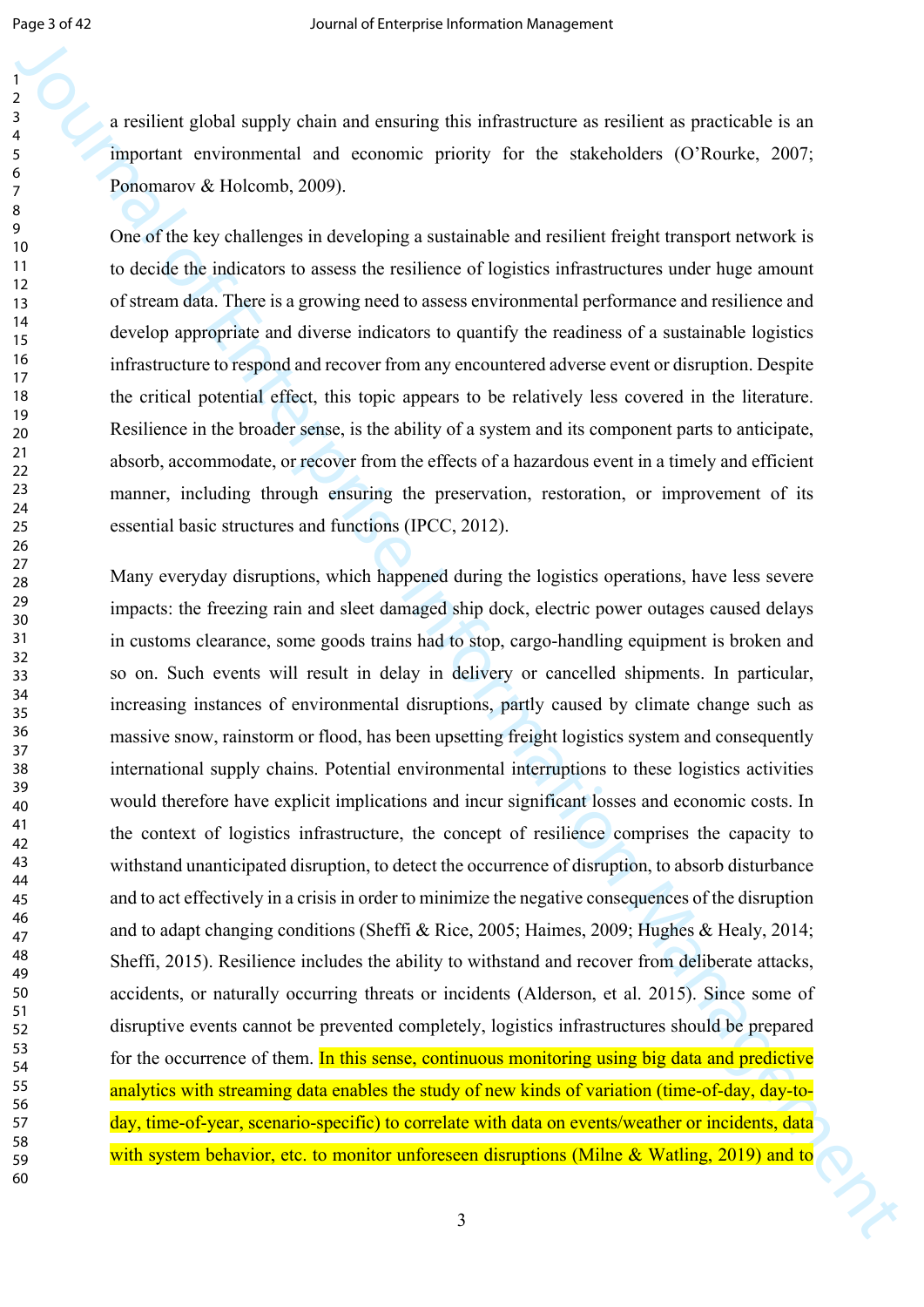a resilient global supply chain and ensuring this infrastructure as resilient as practicable is an important environmental and economic priority for the stakeholders (O'Rourke, 2007; Ponomarov & Holcomb, 2009).

One of the key challenges in developing a sustainable and resilient freight transport network is to decide the indicators to assess the resilience of logistics infrastructures under huge amount of stream data. There is a growing need to assess environmental performance and resilience and develop appropriate and diverse indicators to quantify the readiness of a sustainable logistics infrastructure to respond and recover from any encountered adverse event or disruption. Despite the critical potential effect, this topic appears to be relatively less covered in the literature. Resilience in the broader sense, is the ability of a system and its component parts to anticipate, absorb, accommodate, or recover from the effects of a hazardous event in a timely and efficient manner, including through ensuring the preservation, restoration, or improvement of its essential basic structures and functions (IPCC, 2012).

Many everyday disruptions, which happened during the logistics operations, have less severe impacts: the freezing rain and sleet damaged ship dock, electric power outages caused delays in customs clearance, some goods trains had to stop, cargo-handling equipment is broken and so on. Such events will result in delay in delivery or cancelled shipments. In particular, increasing instances of environmental disruptions, partly caused by climate change such as massive snow, rainstorm or flood, has been upsetting freight logistics system and consequently international supply chains. Potential environmental interruptions to these logistics activities would therefore have explicit implications and incur significant losses and economic costs. In the context of logistics infrastructure, the concept of resilience comprises the capacity to withstand unanticipated disruption, to detect the occurrence of disruption, to absorb disturbance and to act effectively in a crisis in order to minimize the negative consequences of the disruption and to adapt changing conditions (Sheffi & Rice, 2005; Haimes, 2009; Hughes & Healy, 2014; Sheffi, 2015). Resilience includes the ability to withstand and recover from deliberate attacks, accidents, or naturally occurring threats or incidents (Alderson, et al. 2015). Since some of disruptive events cannot be prevented completely, logistics infrastructures should be prepared for the occurrence of them. In this sense, continuous monitoring using big data and predictive analytics with streaming data enables the study of new kinds of variation (time-of-day, day-to-day, time-of-year, scenario-specific) to correlate with data on events/weather or incidents, data with system behavior, etc. to monitor unforeseen disruptions (Milne & Watling, 2019) and to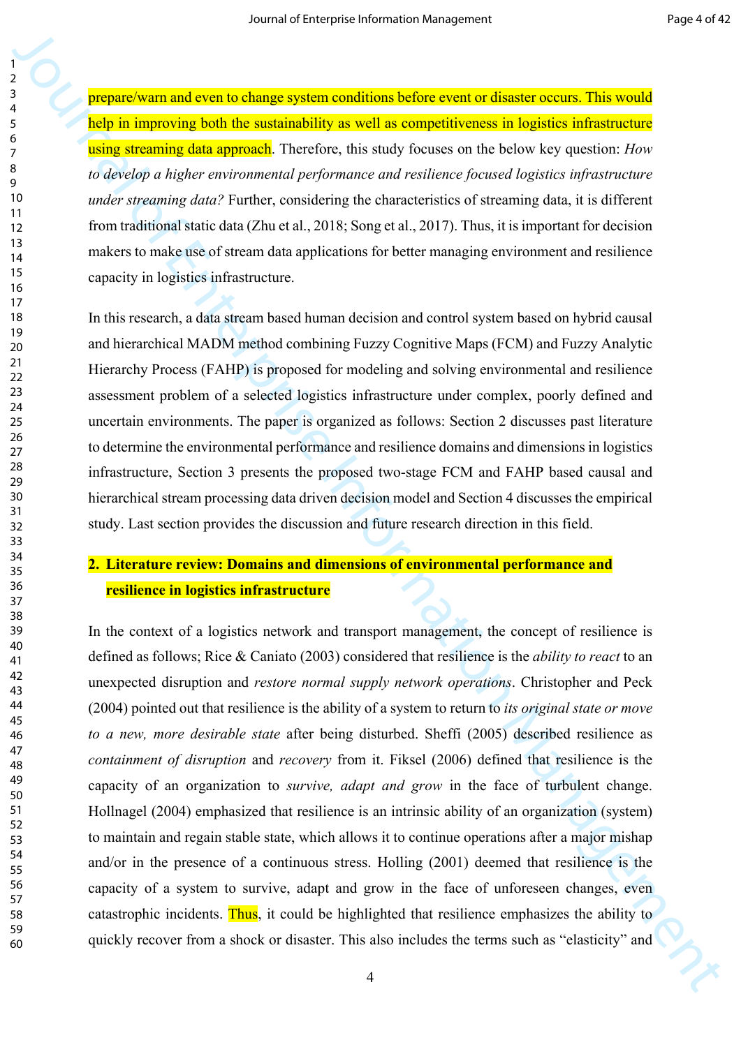prepare/warn and even to change system conditions before event or disaster occurs. This would help in improving both the sustainability as well as competitiveness in logistics infrastructure using streaming data approach. Therefore, this study focuses on the below key question: *How to develop a higher environmental performance and resilience focused logistics infrastructure under streaming data?* Further, considering the characteristics of streaming data, it is different from traditional static data (Zhu et al., 2018; Song et al., 2017). Thus, it is important for decision makers to make use of stream data applications for better managing environment and resilience capacity in logistics infrastructure.

In this research, a data stream based human decision and control system based on hybrid causal and hierarchical MADM method combining Fuzzy Cognitive Maps (FCM) and Fuzzy Analytic Hierarchy Process (FAHP) is proposed for modeling and solving environmental and resilience assessment problem of a selected logistics infrastructure under complex, poorly defined and uncertain environments. The paper is organized as follows: Section 2 discusses past literature to determine the environmental performance and resilience domains and dimensions in logistics infrastructure, Section 3 presents the proposed two-stage FCM and FAHP based causal and hierarchical stream processing data driven decision model and Section 4 discusses the empirical study. Last section provides the discussion and future research direction in this field.

## 2. Literature review: Domains and dimensions of environmental performance and resilience in logistics infrastructure

In the context of a logistics network and transport management, the concept of resilience is defined as follows; Rice & Caniato (2003) considered that resilience is the *ability to react* to an unexpected disruption and *restore normal supply network operations*. Christopher and Peck (2004) pointed out that resilience is the ability of a system to return to *its original state or move to a new, more desirable state* after being disturbed. Sheffi (2005) described resilience as *containment of disruption* and *recovery* from it. Fiksel (2006) defined that resilience is the capacity of an organization to *survive, adapt and grow* in the face of turbulent change. Hollnagel (2004) emphasized that resilience is an intrinsic ability of an organization (system) to maintain and regain stable state, which allows it to continue operations after a major mishap and/or in the presence of a continuous stress. Holling (2001) deemed that resilience is the capacity of a system to survive, adapt and grow in the face of unforeseen changes, even catastrophic incidents. Thus, it could be highlighted that resilience emphasizes the ability to quickly recover from a shock or disaster. This also includes the terms such as "elasticity" and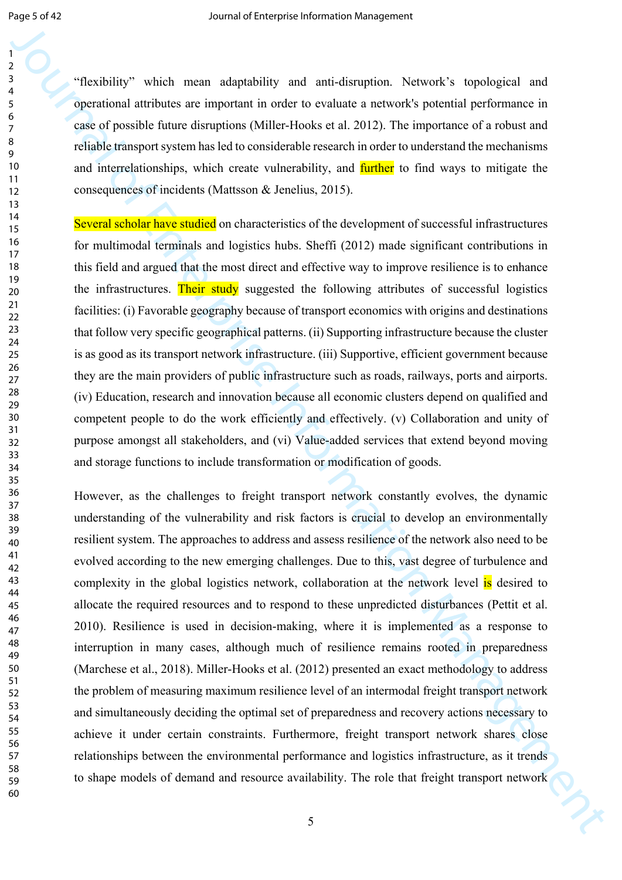"flexibility" which mean adaptability and anti-disruption. Network's topological and operational attributes are important in order to evaluate a network's potential performance in case of possible future disruptions (Miller-Hooks et al. 2012). The importance of a robust and reliable transport system has led to considerable research in order to understand the mechanisms and interrelationships, which create vulnerability, and further to find ways to mitigate the consequences of incidents (Mattsson & Jenelius, 2015).

Several scholar have studied on characteristics of the development of successful infrastructures for multimodal terminals and logistics hubs. Sheffi (2012) made significant contributions in this field and argued that the most direct and effective way to improve resilience is to enhance the infrastructures. Their study suggested the following attributes of successful logistics facilities: (i) Favorable geography because of transport economics with origins and destinations that follow very specific geographical patterns. (ii) Supporting infrastructure because the cluster is as good as its transport network infrastructure. (iii) Supportive, efficient government because they are the main providers of public infrastructure such as roads, railways, ports and airports. (iv) Education, research and innovation because all economic clusters depend on qualified and competent people to do the work efficiently and effectively. (v) Collaboration and unity of purpose amongst all stakeholders, and (vi) Value-added services that extend beyond moving and storage functions to include transformation or modification of goods.

However, as the challenges to freight transport network constantly evolves, the dynamic understanding of the vulnerability and risk factors is crucial to develop an environmentally resilient system. The approaches to address and assess resilience of the network also need to be evolved according to the new emerging challenges. Due to this, vast degree of turbulence and complexity in the global logistics network, collaboration at the network level is desired to allocate the required resources and to respond to these unpredicted disturbances (Pettit et al. 2010). Resilience is used in decision-making, where it is implemented as a response to interruption in many cases, although much of resilience remains rooted in preparedness (Marchese et al., 2018). Miller-Hooks et al. (2012) presented an exact methodology to address the problem of measuring maximum resilience level of an intermodal freight transport network and simultaneously deciding the optimal set of preparedness and recovery actions necessary to achieve it under certain constraints. Furthermore, freight transport network shares close relationships between the environmental performance and logistics infrastructure, as it trends to shape models of demand and resource availability. The role that freight transport network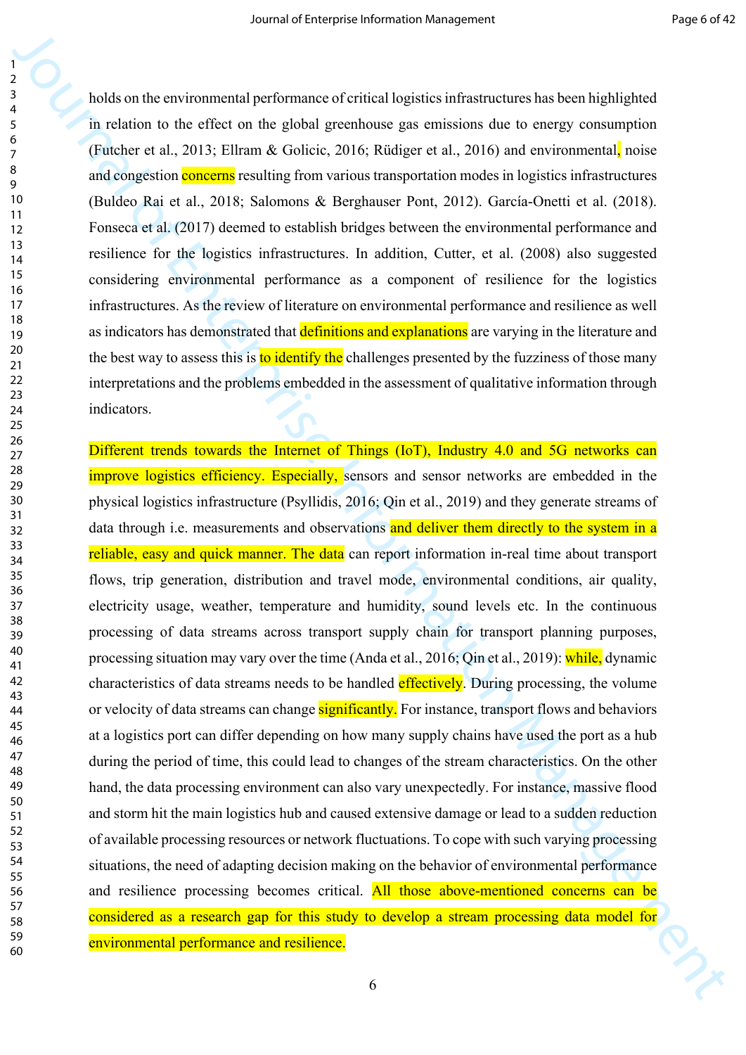holds on the environmental performance of critical logistics infrastructures has been highlighted in relation to the effect on the global greenhouse gas emissions due to energy consumption (Futcher et al., 2013; Ellram & Golicic, 2016; Rüdiger et al., 2016) and environmental, noise and congestion concerns resulting from various transportation modes in logistics infrastructures (Buldeo Rai et al., 2018; Salomons & Berghauser Pont, 2012). García-Onetti et al. (2018). Fonseca et al. (2017) deemed to establish bridges between the environmental performance and resilience for the logistics infrastructures. In addition, Cutter, et al. (2008) also suggested considering environmental performance as a component of resilience for the logistics infrastructures. As the review of literature on environmental performance and resilience as well as indicators has demonstrated that definitions and explanations are varying in the literature and the best way to assess this is to identify the challenges presented by the fuzziness of those many interpretations and the problems embedded in the assessment of qualitative information through indicators.

Different trends towards the Internet of Things (IoT), Industry 4.0 and 5G networks can improve logistics efficiency. Especially, sensors and sensor networks are embedded in the physical logistics infrastructure (Psyllidis, 2016; Qin et al., 2019) and they generate streams of data through i.e. measurements and observations and deliver them directly to the system in a reliable, easy and quick manner. The data can report information in-real time about transport flows, trip generation, distribution and travel mode, environmental conditions, air quality, electricity usage, weather, temperature and humidity, sound levels etc. In the continuous processing of data streams across transport supply chain for transport planning purposes, processing situation may vary over the time (Anda et al., 2016; Qin et al., 2019): while, dynamic characteristics of data streams needs to be handled effectively. During processing, the volume or velocity of data streams can change significantly. For instance, transport flows and behaviors at a logistics port can differ depending on how many supply chains have used the port as a hub during the period of time, this could lead to changes of the stream characteristics. On the other hand, the data processing environment can also vary unexpectedly. For instance, massive flood and storm hit the main logistics hub and caused extensive damage or lead to a sudden reduction of available processing resources or network fluctuations. To cope with such varying processing situations, the need of adapting decision making on the behavior of environmental performance and resilience processing becomes critical. All those above-mentioned concerns can be considered as a research gap for this study to develop a stream processing data model for environmental performance and resilience.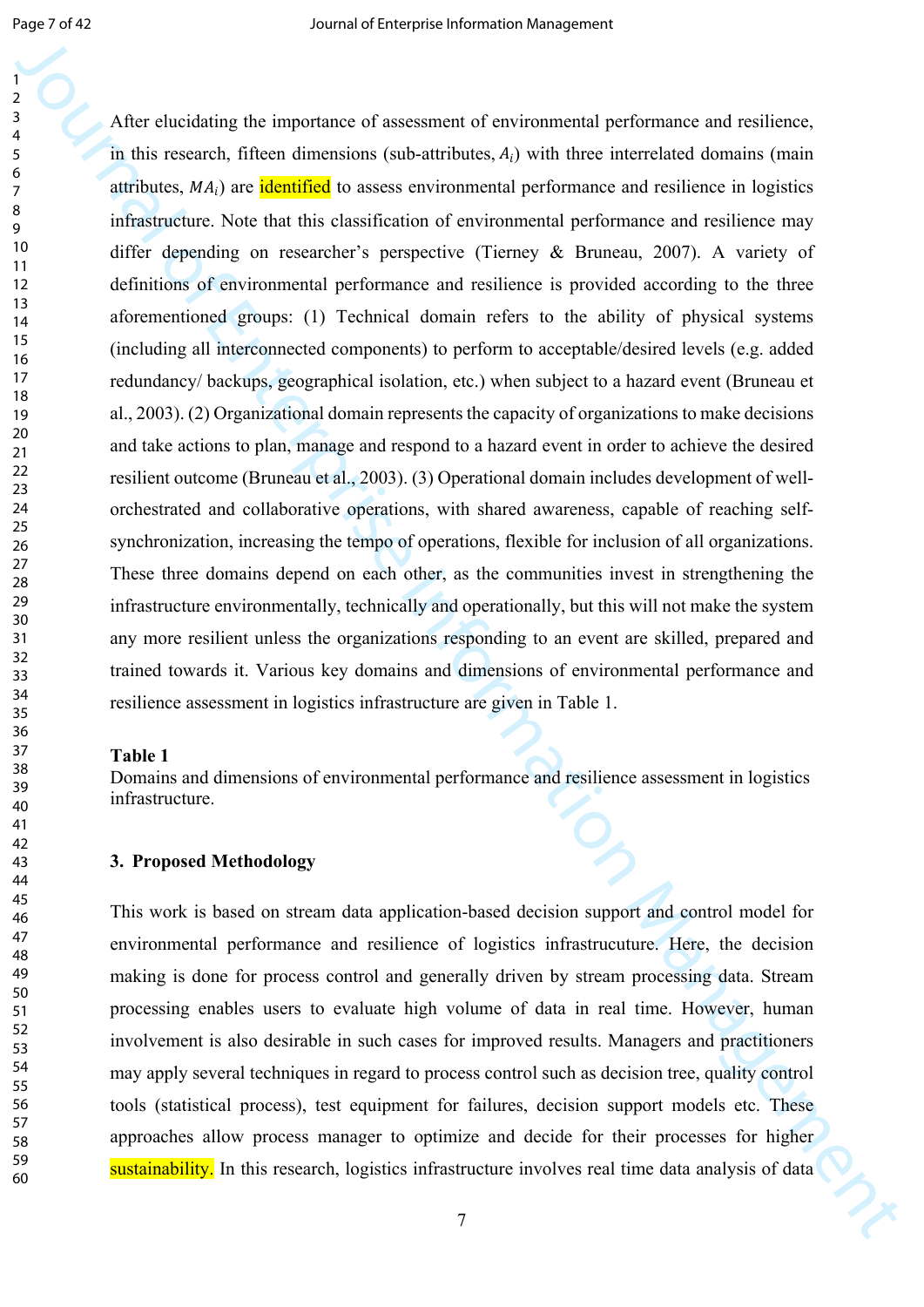After elucidating the importance of assessment of environmental performance and resilience, in this research, fifteen dimensions (sub-attributes, $A_i$) with three interrelated domains (main attributes, $MA_i$) are identified to assess environmental performance and resilience in logistics infrastructure. Note that this classification of environmental performance and resilience may differ depending on researcher's perspective (Tierney & Bruneau, 2007). A variety of definitions of environmental performance and resilience is provided according to the three aforementioned groups: (1) Technical domain refers to the ability of physical systems (including all interconnected components) to perform to acceptable/desired levels (e.g. added redundancy/ backups, geographical isolation, etc.) when subject to a hazard event (Bruneau et al., 2003). (2) Organizational domain represents the capacity of organizations to make decisions and take actions to plan, manage and respond to a hazard event in order to achieve the desired resilient outcome (Bruneau et al., 2003). (3) Operational domain includes development of well-orchestrated and collaborative operations, with shared awareness, capable of reaching self-synchronization, increasing the tempo of operations, flexible for inclusion of all organizations. These three domains depend on each other, as the communities invest in strengthening the infrastructure environmentally, technically and operationally, but this will not make the system any more resilient unless the organizations responding to an event are skilled, prepared and trained towards it. Various key domains and dimensions of environmental performance and resilience assessment in logistics infrastructure are given in Table 1.

**Table 1**
Domains and dimensions of environmental performance and resilience assessment in logistics infrastructure.

## 3. Proposed Methodology

This work is based on stream data application-based decision support and control model for environmental performance and resilience of logistics infrastrucuture. Here, the decision making is done for process control and generally driven by stream processing data. Stream processing enables users to evaluate high volume of data in real time. However, human involvement is also desirable in such cases for improved results. Managers and practitioners may apply several techniques in regard to process control such as decision tree, quality control tools (statistical process), test equipment for failures, decision support models etc. These approaches allow process manager to optimize and decide for their processes for higher sustainability. In this research, logistics infrastructure involves real time data analysis of data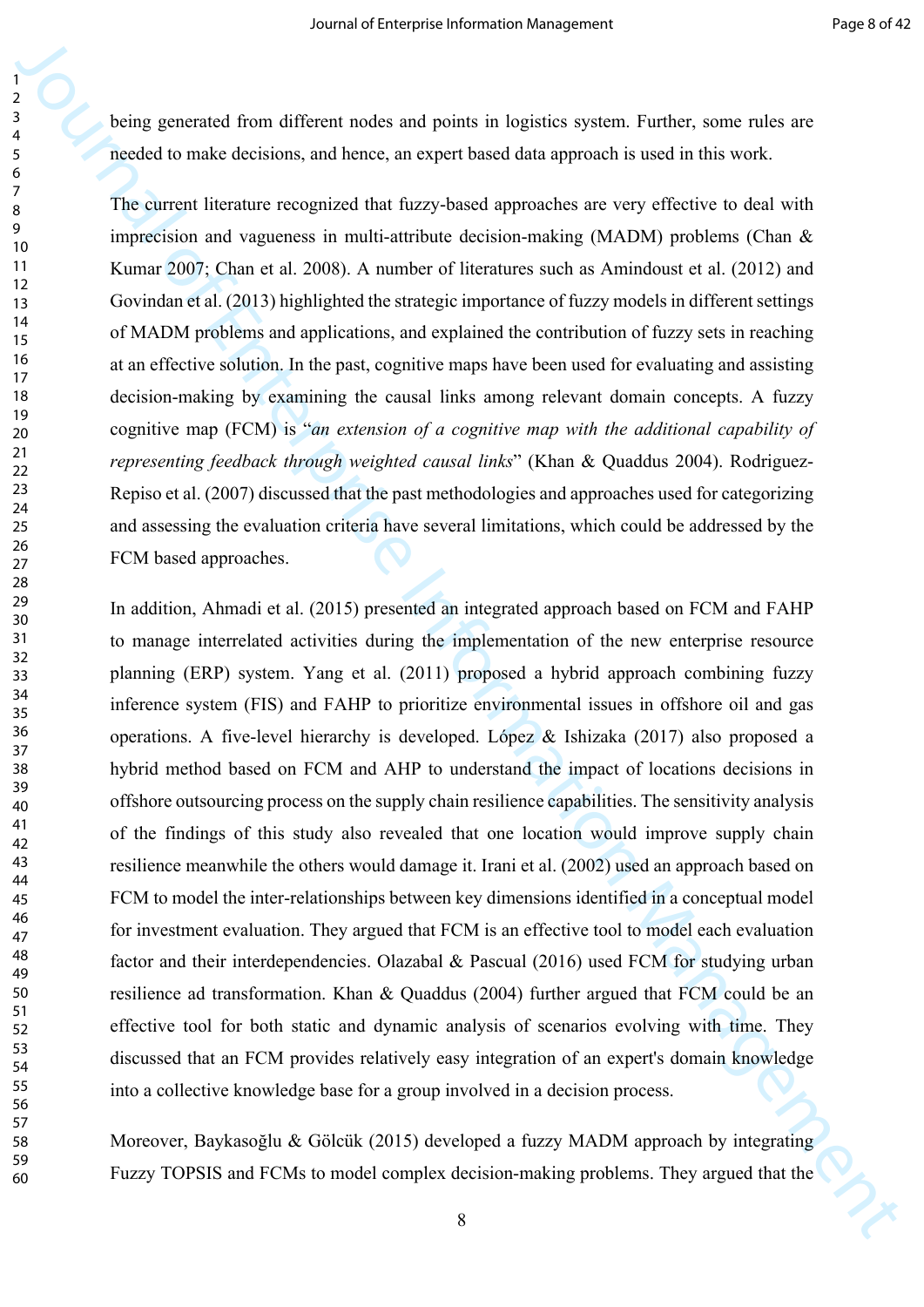being generated from different nodes and points in logistics system. Further, some rules are needed to make decisions, and hence, an expert based data approach is used in this work.

The current literature recognized that fuzzy-based approaches are very effective to deal with imprecision and vagueness in multi-attribute decision-making (MADM) problems (Chan & Kumar 2007; Chan et al. 2008). A number of literatures such as Amindoust et al. (2012) and Govindan et al. (2013) highlighted the strategic importance of fuzzy models in different settings of MADM problems and applications, and explained the contribution of fuzzy sets in reaching at an effective solution. In the past, cognitive maps have been used for evaluating and assisting decision-making by examining the causal links among relevant domain concepts. A fuzzy cognitive map (FCM) is "*an extension of a cognitive map with the additional capability of representing feedback through weighted causal links*" (Khan & Quaddus 2004). Rodriguez-Repiso et al. (2007) discussed that the past methodologies and approaches used for categorizing and assessing the evaluation criteria have several limitations, which could be addressed by the FCM based approaches.

In addition, Ahmadi et al. (2015) presented an integrated approach based on FCM and FAHP to manage interrelated activities during the implementation of the new enterprise resource planning (ERP) system. Yang et al. (2011) proposed a hybrid approach combining fuzzy inference system (FIS) and FAHP to prioritize environmental issues in offshore oil and gas operations. A five-level hierarchy is developed. López & Ishizaka (2017) also proposed a hybrid method based on FCM and AHP to understand the impact of locations decisions in offshore outsourcing process on the supply chain resilience capabilities. The sensitivity analysis of the findings of this study also revealed that one location would improve supply chain resilience meanwhile the others would damage it. Irani et al. (2002) used an approach based on FCM to model the inter-relationships between key dimensions identified in a conceptual model for investment evaluation. They argued that FCM is an effective tool to model each evaluation factor and their interdependencies. Olazabal & Pascual (2016) used FCM for studying urban resilience ad transformation. Khan & Quaddus (2004) further argued that FCM could be an effective tool for both static and dynamic analysis of scenarios evolving with time. They discussed that an FCM provides relatively easy integration of an expert's domain knowledge into a collective knowledge base for a group involved in a decision process.

Moreover, Baykasoğlu & Gölcük (2015) developed a fuzzy MADM approach by integrating Fuzzy TOPSIS and FCMs to model complex decision-making problems. They argued that the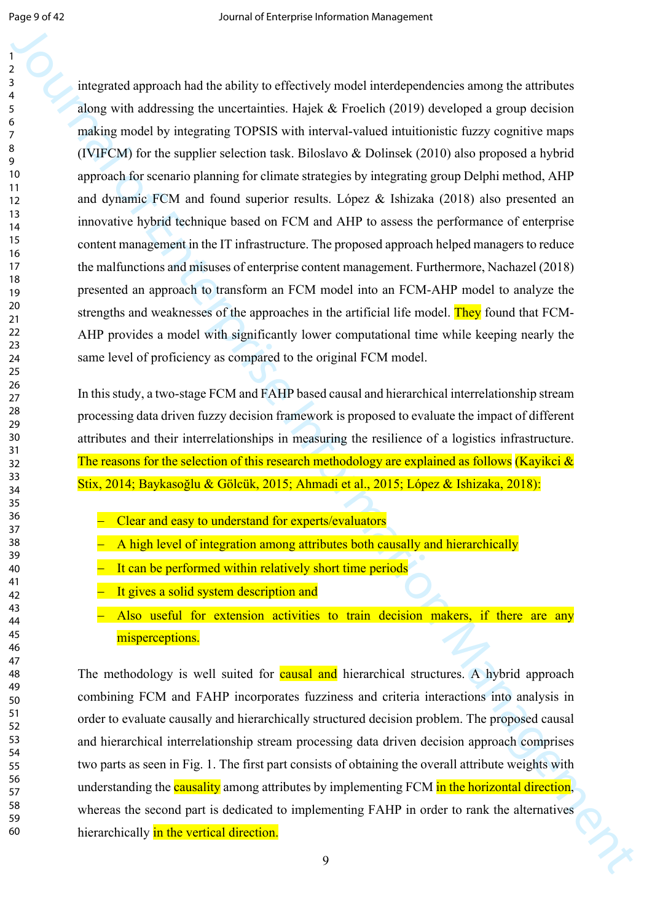integrated approach had the ability to effectively model interdependencies among the attributes along with addressing the uncertainties. Hajek & Froelich (2019) developed a group decision making model by integrating TOPSIS with interval-valued intuitionistic fuzzy cognitive maps (IVIFCM) for the supplier selection task. Biloslavo & Dolinsek (2010) also proposed a hybrid approach for scenario planning for climate strategies by integrating group Delphi method, AHP and dynamic FCM and found superior results. López & Ishizaka (2018) also presented an innovative hybrid technique based on FCM and AHP to assess the performance of enterprise content management in the IT infrastructure. The proposed approach helped managers to reduce the malfunctions and misuses of enterprise content management. Furthermore, Nachazel (2018) presented an approach to transform an FCM model into an FCM-AHP model to analyze the strengths and weaknesses of the approaches in the artificial life model. They found that FCM-AHP provides a model with significantly lower computational time while keeping nearly the same level of proficiency as compared to the original FCM model.

In this study, a two-stage FCM and FAHP based causal and hierarchical interrelationship stream processing data driven fuzzy decision framework is proposed to evaluate the impact of different attributes and their interrelationships in measuring the resilience of a logistics infrastructure. The reasons for the selection of this research methodology are explained as follows (Kayikci & Stix, 2014; Baykasoğlu & Gölcük, 2015; Ahmadi et al., 2015; López & Ishizaka, 2018):

- Clear and easy to understand for experts/evaluators
- A high level of integration among attributes both causally and hierarchically
- It can be performed within relatively short time periods
- It gives a solid system description and
- Also useful for extension activities to train decision makers, if there are any misperceptions.

The methodology is well suited for causal and hierarchical structures. A hybrid approach combining FCM and FAHP incorporates fuzziness and criteria interactions into analysis in order to evaluate causally and hierarchically structured decision problem. The proposed causal and hierarchical interrelationship stream processing data driven decision approach comprises two parts as seen in Fig. 1. The first part consists of obtaining the overall attribute weights with understanding the causality among attributes by implementing FCM in the horizontal direction, whereas the second part is dedicated to implementing FAHP in order to rank the alternatives hierarchically in the vertical direction.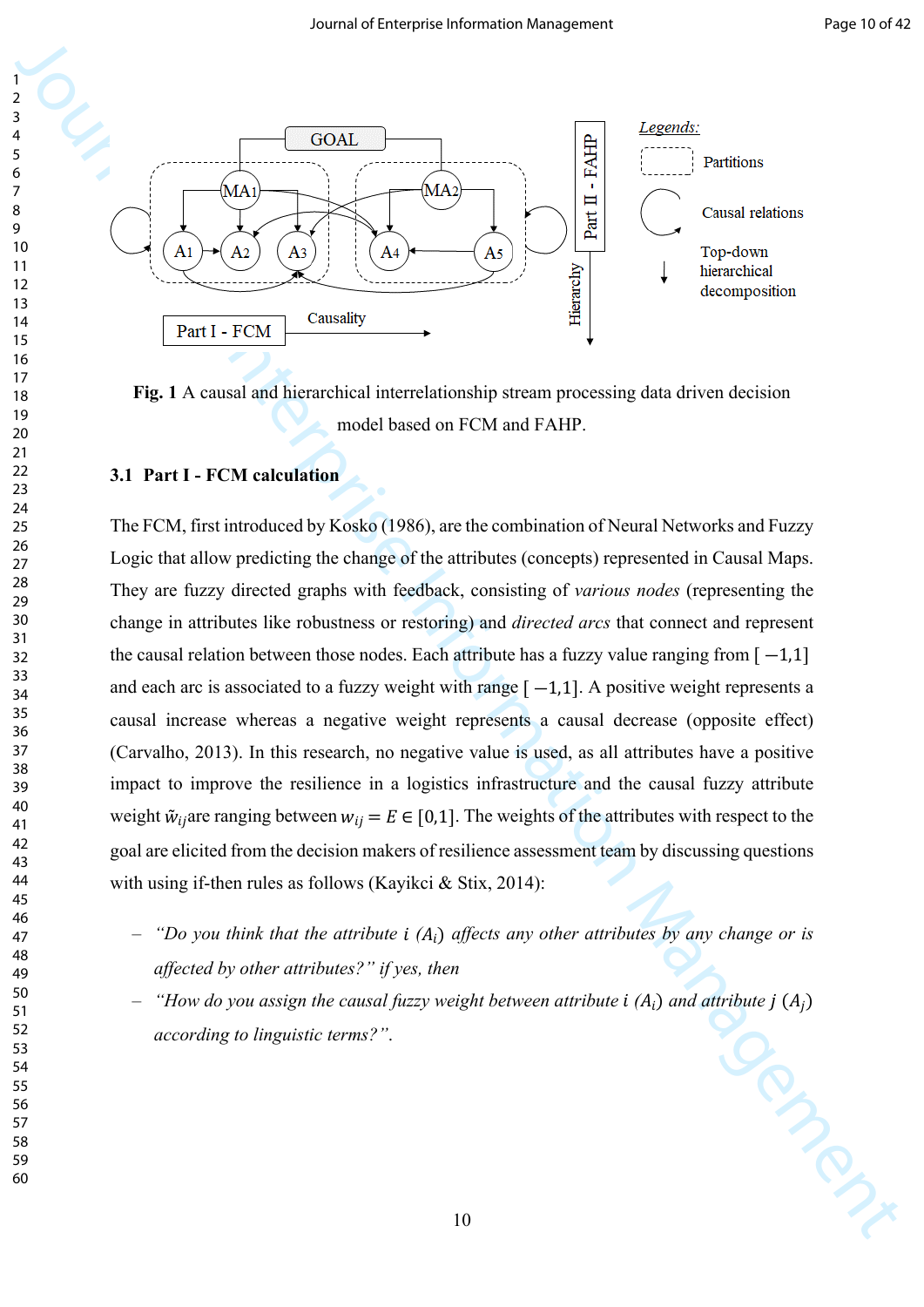Fig. 1 A causal and hierarchical interrelationship stream processing data driven decision model based on FCM and FAHP.

### 3.1 Part I - FCM calculation

The FCM, first introduced by Kosko (1986), are the combination of Neural Networks and Fuzzy Logic that allow predicting the change of the attributes (concepts) represented in Causal Maps. They are fuzzy directed graphs with feedback, consisting of *various nodes* (representing the change in attributes like robustness or restoring) and *directed arcs* that connect and represent the causal relation between those nodes. Each attribute has a fuzzy value ranging from $[-1,1]$ and each arc is associated to a fuzzy weight with range $[-1,1]$. A positive weight represents a causal increase whereas a negative weight represents a causal decrease (opposite effect) (Carvalho, 2013). In this research, no negative value is used, as all attributes have a positive impact to improve the resilience in a logistics infrastructure and the causal fuzzy attribute weight $\tilde{w}_{ij}$are ranging between $w_{ij} = E \in [0,1]$. The weights of the attributes with respect to the goal are elicited from the decision makers of resilience assessment team by discussing questions with using if-then rules as follows (Kayikci & Stix, 2014):

- *"Do you think that the attribute i ($A_i$) affects any other attributes by any change or is affected by other attributes?" if yes, then*
- *"How do you assign the causal fuzzy weight between attribute i ($A_i$) and attribute j ($A_j$) according to linguistic terms?".*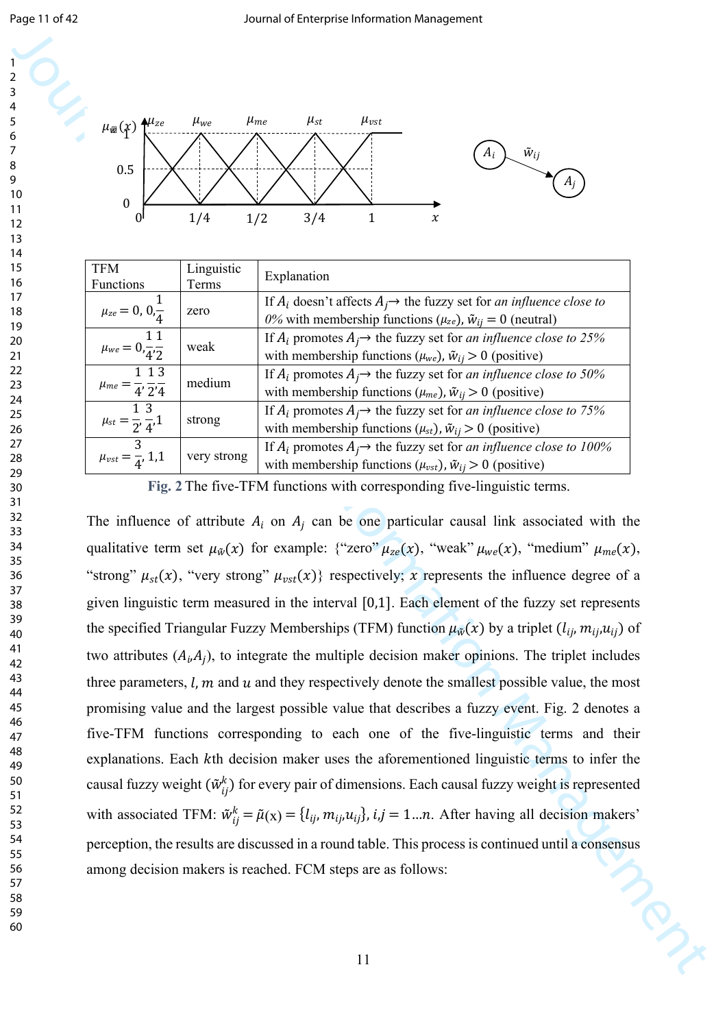| TFM Functions | Linguistic Terms | Explanation |
|---|---|---|
| $\mu_{ze} = 0, 0, \frac{1}{4}$ | zero | If $A_i$ doesn't affects $A_j \rightarrow$ the fuzzy set for *an influence close to 0%* with membership functions ($\mu_{ze}$), $\tilde{w}_{ij} = 0$ (neutral) |
| $\mu_{we} = 0, \frac{1}{4}, \frac{1}{2}$ | weak | If $A_i$ promotes $A_j \rightarrow$ the fuzzy set for *an influence close to 25%* with membership functions ($\mu_{we}$), $\tilde{w}_{ij} > 0$ (positive) |
| $\mu_{me} = \frac{1}{4}, \frac{1}{2}, \frac{3}{4}$ | medium | If $A_i$ promotes $A_j \rightarrow$ the fuzzy set for *an influence close to 50%* with membership functions ($\mu_{me}$), $\tilde{w}_{ij} > 0$ (positive) |
| $\mu_{st} = \frac{1}{2}, \frac{3}{4}, 1$ | strong | If $A_i$ promotes $A_j \rightarrow$ the fuzzy set for *an influence close to 75%* with membership functions ($\mu_{st}$), $\tilde{w}_{ij} > 0$ (positive) |
| $\mu_{vst} = \frac{3}{4}, 1, 1$ | very strong | If $A_i$ promotes $A_j \rightarrow$ the fuzzy set for *an influence close to 100%* with membership functions ($\mu_{vst}$), $\tilde{w}_{ij} > 0$ (positive) |

**Fig. 2** The five-TFM functions with corresponding five-linguistic terms.

The influence of attribute $A_i$ on $A_j$ can be one particular causal link associated with the qualitative term set $\mu_{\tilde{w}}(x)$ for example: {"zero" $\mu_{ze}(x)$, "weak" $\mu_{we}(x)$, "medium" $\mu_{me}(x)$, "strong" $\mu_{st}(x)$, "very strong" $\mu_{vst}(x)$} respectively; $x$ represents the influence degree of a given linguistic term measured in the interval [0,1]. Each element of the fuzzy set represents the specified Triangular Fuzzy Memberships (TFM) function $\mu_{\tilde{w}}(x)$ by a triplet ($l_{ij}$, $m_{ij}$,$u_{ij}$) of two attributes ($A_i$,$A_j$), to integrate the multiple decision maker opinions. The triplet includes three parameters, $l$, $m$ and $u$ and they respectively denote the smallest possible value, the most promising value and the largest possible value that describes a fuzzy event. Fig. 2 denotes a five-TFM functions corresponding to each one of the five-linguistic terms and their explanations. Each $k$th decision maker uses the aforementioned linguistic terms to infer the causal fuzzy weight ($\tilde{w}_{ij}^k$) for every pair of dimensions. Each causal fuzzy weight is represented with associated TFM: $\tilde{w}_{ij}^k = \tilde{\mu}(\mathrm{x}) = \{l_{ij}, m_{ij}, u_{ij}\}$, $i,j = 1 \ldots n$. After having all decision makers' perception, the results are discussed in a round table. This process is continued until a consensus among decision makers is reached. FCM steps are as follows: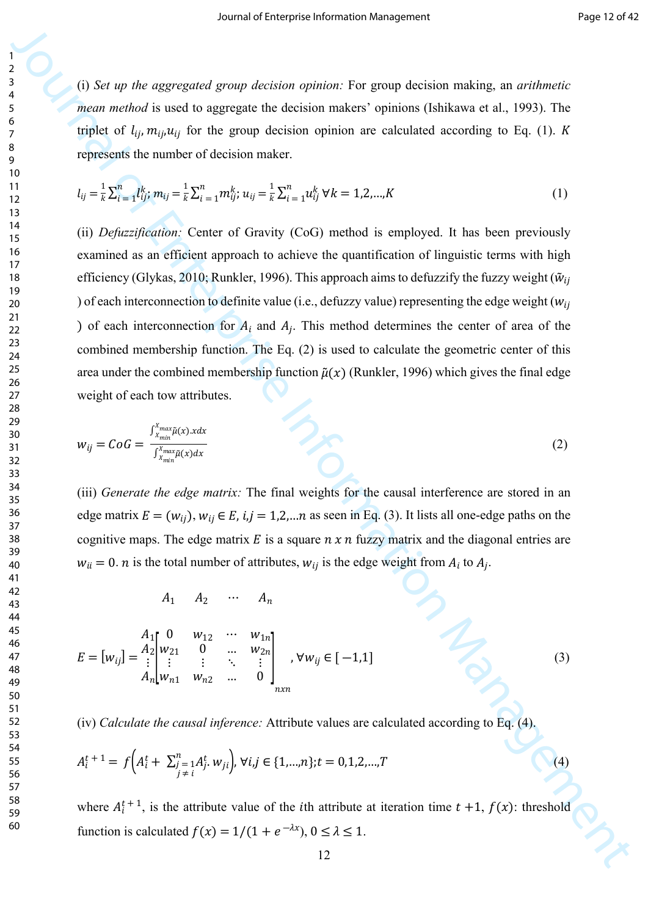(i) *Set up the aggregated group decision opinion:* For group decision making, an *arithmetic mean method* is used to aggregate the decision makers' opinions (Ishikawa et al., 1993). The triplet of $l_{ij}, m_{ij}, u_{ij}$ for the group decision opinion are calculated according to Eq. (1). $K$ represents the number of decision maker.

$$l_{ij} = \frac{1}{k}\sum_{i=1}^{n} l_{ij}^{k};\ m_{ij} = \frac{1}{k}\sum_{i=1}^{n} m_{ij}^{k};\ u_{ij} = \frac{1}{k}\sum_{i=1}^{n} u_{ij}^{k}\ \forall k = 1,2,\ldots,K \tag{1}$$

(ii) *Defuzzification:* Center of Gravity (CoG) method is employed. It has been previously examined as an efficient approach to achieve the quantification of linguistic terms with high efficiency (Glykas, 2010; Runkler, 1996). This approach aims to defuzzify the fuzzy weight ($\tilde{w}_{ij}$) of each interconnection to definite value (i.e., defuzzy value) representing the edge weight ($w_{ij}$) of each interconnection for $A_i$ and $A_j$. This method determines the center of area of the combined membership function. The Eq. (2) is used to calculate the geometric center of this area under the combined membership function $\tilde{\mu}(x)$ (Runkler, 1996) which gives the final edge weight of each tow attributes.

$$w_{ij} = CoG = \frac{\int_{X_{min}}^{X_{max}} \tilde{\mu}(x).xdx}{\int_{X_{min}}^{X_{max}} \tilde{\mu}(x)dx} \tag{2}$$

(iii) *Generate the edge matrix:* The final weights for the causal interference are stored in an edge matrix $E = (w_{ij}), w_{ij} \in E, i,j = 1,2,\ldots n$ as seen in Eq. (3). It lists all one-edge paths on the cognitive maps. The edge matrix $E$ is a square $n\ x\ n$ fuzzy matrix and the diagonal entries are $w_{ii} = 0$. $n$ is the total number of attributes, $w_{ij}$ is the edge weight from $A_i$ to $A_j$.

$$E = [w_{ij}] = \begin{array}{c} \\ A_1 \\ A_2 \\ \vdots \\ A_n \end{array} \begin{array}{c} \begin{array}{cccc} A_1 & A_2 & \cdots & A_n \end{array} \\ \begin{bmatrix} 0 & w_{12} & \cdots & w_{1n} \\ w_{21} & 0 & \ldots & w_{2n} \\ \vdots & \vdots & \ddots & \vdots \\ w_{n1} & w_{n2} & \ldots & 0 \end{bmatrix}_{nxn} \end{array},\ \forall w_{ij} \in [-1,1] \tag{3}$$

(iv) *Calculate the causal inference:* Attribute values are calculated according to Eq. (4).

$$A_i^{t+1} = f\Big(A_i^t + \sum_{\substack{j=1 \\ j \neq i}}^{n} A_j^t . w_{ji}\Big),\ \forall i,j \in \{1,\ldots,n\}; t = 0,1,2,\ldots,T \tag{4}$$

where $A_i^{t+1}$, is the attribute value of the $i$th attribute at iteration time $t+1$, $f(x)$: threshold function is calculated $f(x) = 1/(1 + e^{-\lambda x}),\ 0 \leq \lambda \leq 1$.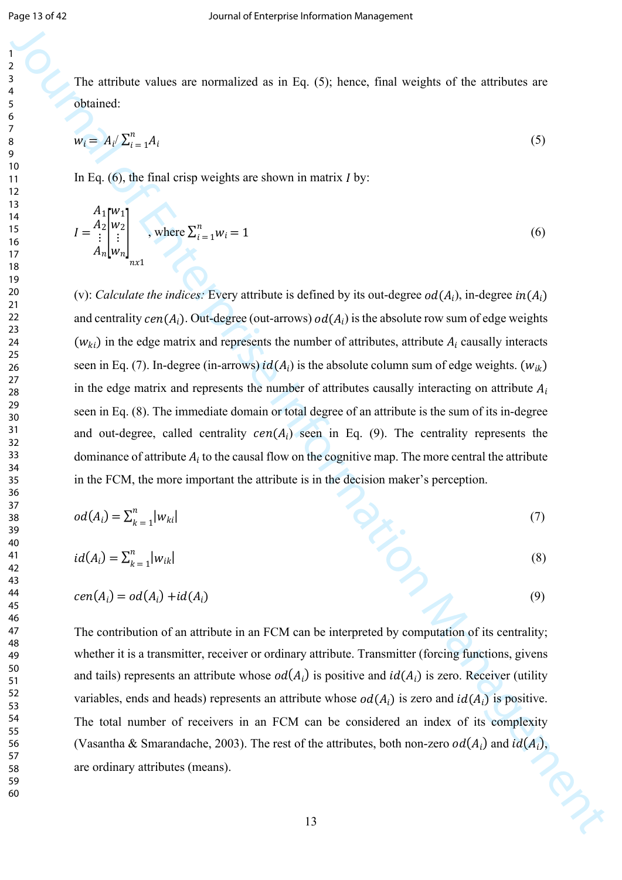The attribute values are normalized as in Eq. (5); hence, final weights of the attributes are obtained:

$$w_i = A_i / \sum_{i=1}^{n} A_i \tag{5}$$

In Eq. (6), the final crisp weights are shown in matrix $I$ by:

$$I = \begin{matrix} A_1 \\ A_2 \\ \vdots \\ A_n \end{matrix} \begin{bmatrix} w_1 \\ w_2 \\ \vdots \\ w_n \end{bmatrix}_{nx1}, \text{ where } \sum_{i=1}^{n} w_i = 1 \tag{6}$$

(v): *Calculate the indices:* Every attribute is defined by its out-degree $od(A_i)$, in-degree $in(A_i)$ and centrality $cen(A_i)$. Out-degree (out-arrows) $od(A_i)$ is the absolute row sum of edge weights ($w_{ki}$) in the edge matrix and represents the number of attributes, attribute $A_i$ causally interacts seen in Eq. (7). In-degree (in-arrows) $id(A_i)$ is the absolute column sum of edge weights. ($w_{ik}$) in the edge matrix and represents the number of attributes causally interacting on attribute $A_i$ seen in Eq. (8). The immediate domain or total degree of an attribute is the sum of its in-degree and out-degree, called centrality $cen(A_i)$ seen in Eq. (9). The centrality represents the dominance of attribute $A_i$ to the causal flow on the cognitive map. The more central the attribute in the FCM, the more important the attribute is in the decision maker's perception.

$$od(A_i) = \sum_{k=1}^{n} |w_{ki}| \tag{7}$$

$$id(A_i) = \sum_{k=1}^{n} |w_{ik}| \tag{8}$$

$$cen(A_i) = od(A_i) + id(A_i) \tag{9}$$

The contribution of an attribute in an FCM can be interpreted by computation of its centrality; whether it is a transmitter, receiver or ordinary attribute. Transmitter (forcing functions, givens and tails) represents an attribute whose $od(A_i)$ is positive and $id(A_i)$ is zero. Receiver (utility variables, ends and heads) represents an attribute whose $od(A_i)$ is zero and $id(A_i)$ is positive. The total number of receivers in an FCM can be considered an index of its complexity (Vasantha & Smarandache, 2003). The rest of the attributes, both non-zero $od(A_i)$ and $id(A_i)$, are ordinary attributes (means).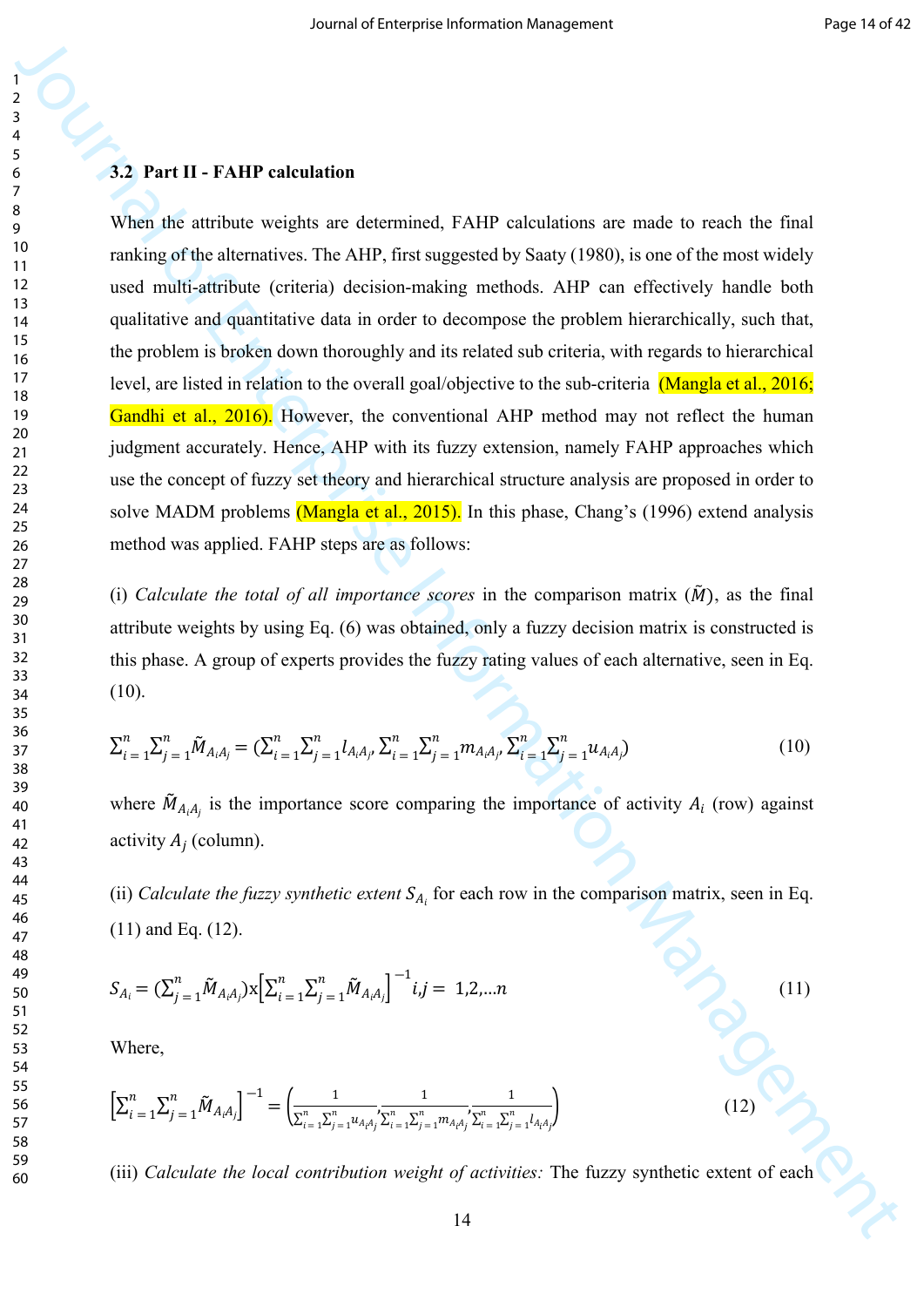### 3.2 Part II - FAHP calculation

When the attribute weights are determined, FAHP calculations are made to reach the final ranking of the alternatives. The AHP, first suggested by Saaty (1980), is one of the most widely used multi-attribute (criteria) decision-making methods. AHP can effectively handle both qualitative and quantitative data in order to decompose the problem hierarchically, such that, the problem is broken down thoroughly and its related sub criteria, with regards to hierarchical level, are listed in relation to the overall goal/objective to the sub-criteria (Mangla et al., 2016; Gandhi et al., 2016). However, the conventional AHP method may not reflect the human judgment accurately. Hence, AHP with its fuzzy extension, namely FAHP approaches which use the concept of fuzzy set theory and hierarchical structure analysis are proposed in order to solve MADM problems (Mangla et al., 2015). In this phase, Chang's (1996) extend analysis method was applied. FAHP steps are as follows:

(i) *Calculate the total of all importance scores* in the comparison matrix ($\tilde{M}$), as the final attribute weights by using Eq. (6) was obtained, only a fuzzy decision matrix is constructed is this phase. A group of experts provides the fuzzy rating values of each alternative, seen in Eq. (10).

$$\sum_{i=1}^{n}\sum_{j=1}^{n}\tilde{M}_{A_iA_j} = \left(\sum_{i=1}^{n}\sum_{j=1}^{n}l_{A_iA_j}, \sum_{i=1}^{n}\sum_{j=1}^{n}m_{A_iA_j}, \sum_{i=1}^{n}\sum_{j=1}^{n}u_{A_iA_j}\right) \tag{10}$$

where $\tilde{M}_{A_iA_j}$ is the importance score comparing the importance of activity $A_i$ (row) against activity $A_j$ (column).

(ii) *Calculate the fuzzy synthetic extent* $S_{A_i}$ for each row in the comparison matrix, seen in Eq. (11) and Eq. (12).

$$S_{A_i} = \left(\sum_{j=1}^{n}\tilde{M}_{A_iA_j}\right) \text{x} \left[\sum_{i=1}^{n}\sum_{j=1}^{n}\tilde{M}_{A_iA_j}\right]^{-1} i,j = 1,2,\ldots n \tag{11}$$

Where,

$$\left[\sum_{i=1}^{n}\sum_{j=1}^{n}\tilde{M}_{A_iA_j}\right]^{-1} = \left(\frac{1}{\sum_{i=1}^{n}\sum_{j=1}^{n}u_{A_iA_j}}, \frac{1}{\sum_{i=1}^{n}\sum_{j=1}^{n}m_{A_iA_j}}, \frac{1}{\sum_{i=1}^{n}\sum_{j=1}^{n}l_{A_iA_j}}\right) \tag{12}$$

(iii) *Calculate the local contribution weight of activities:* The fuzzy synthetic extent of each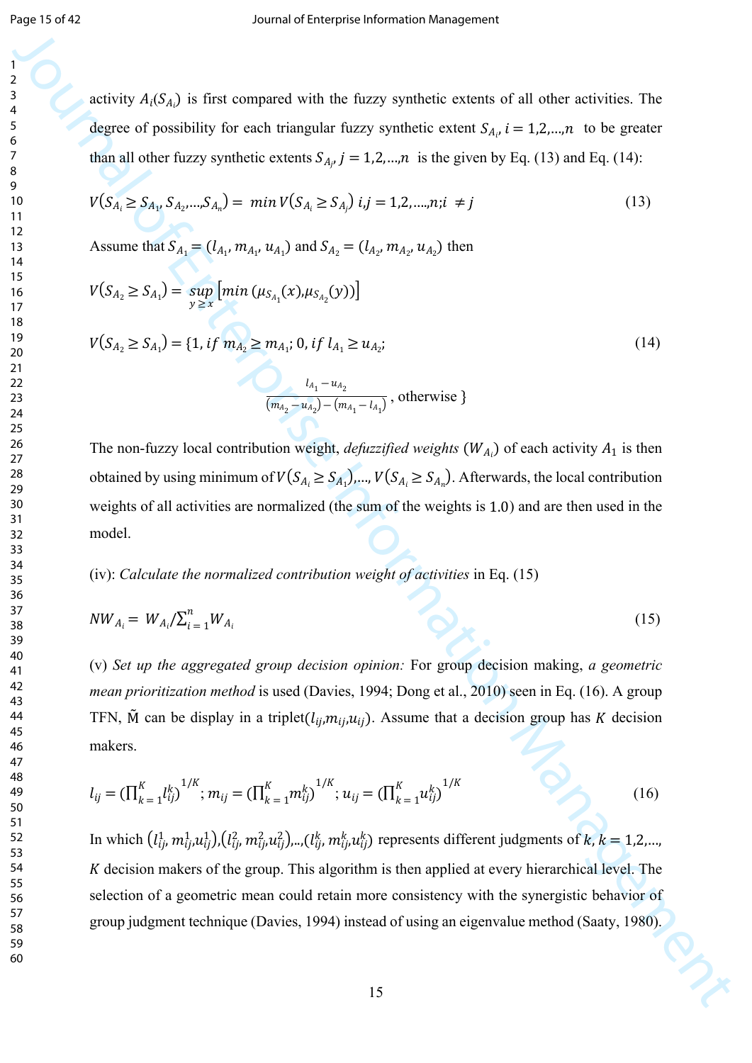activity $A_i(S_{A_i})$ is first compared with the fuzzy synthetic extents of all other activities. The degree of possibility for each triangular fuzzy synthetic extent $S_{A_i}, i = 1,2,...,n$ to be greater than all other fuzzy synthetic extents $S_{A_j}, j = 1,2,...,n$ is the given by Eq. (13) and Eq. (14):

$$V(S_{A_i} \geq S_{A_1}, S_{A_2},...,S_{A_n}) = \min V(S_{A_i} \geq S_{A_j})\ i,j = 1,2,....,n; i \neq j \tag{13}$$

Assume that $S_{A_1} = (l_{A_1}, m_{A_1}, u_{A_1})$ and $S_{A_2} = (l_{A_2}, m_{A_2}, u_{A_2})$ then

$$V(S_{A_2} \geq S_{A_1}) = \sup_{y \geq x} \left[\min\left(\mu_{S_{A_1}}(x), \mu_{S_{A_2}}(y)\right)\right]$$

$$V(S_{A_2} \geq S_{A_1}) = \{1, if\ m_{A_2} \geq m_{A_1};\ 0, if\ l_{A_1} \geq u_{A_2}; \tag{14}$$

$$\frac{l_{A_1} - u_{A_2}}{(m_{A_2} - u_{A_2}) - (m_{A_1} - l_{A_1})}, \text{otherwise} \}$$

The non-fuzzy local contribution weight, *defuzzified weights* ($W_{A_i}$) of each activity $A_1$ is then obtained by using minimum of $V(S_{A_i} \geq S_{A_1}),..., V(S_{A_i} \geq S_{A_n})$. Afterwards, the local contribution weights of all activities are normalized (the sum of the weights is 1.0) and are then used in the model.

(iv): *Calculate the normalized contribution weight of activities* in Eq. (15)

$$NW_{A_i} = W_{A_i} / \sum_{i=1}^{n} W_{A_i} \tag{15}$$

(v) *Set up the aggregated group decision opinion:* For group decision making, *a geometric mean prioritization method* is used (Davies, 1994; Dong et al., 2010) seen in Eq. (16). A group TFN, $\tilde{M}$ can be display in a triplet$(l_{ij}, m_{ij}, u_{ij})$. Assume that a decision group has $K$ decision makers.

$$l_{ij} = \left(\prod_{k=1}^{K} l_{ij}^{k}\right)^{1/K};\ m_{ij} = \left(\prod_{k=1}^{K} m_{ij}^{k}\right)^{1/K};\ u_{ij} = \left(\prod_{k=1}^{K} u_{ij}^{k}\right)^{1/K} \tag{16}$$

In which $(l_{ij}^1, m_{ij}^1, u_{ij}^1), (l_{ij}^2, m_{ij}^2, u_{ij}^2), .., (l_{ij}^k, m_{ij}^k, u_{ij}^k)$ represents different judgments of $k$, $k = 1,2,...,$ $K$ decision makers of the group. This algorithm is then applied at every hierarchical level. The selection of a geometric mean could retain more consistency with the synergistic behavior of group judgment technique (Davies, 1994) instead of using an eigenvalue method (Saaty, 1980).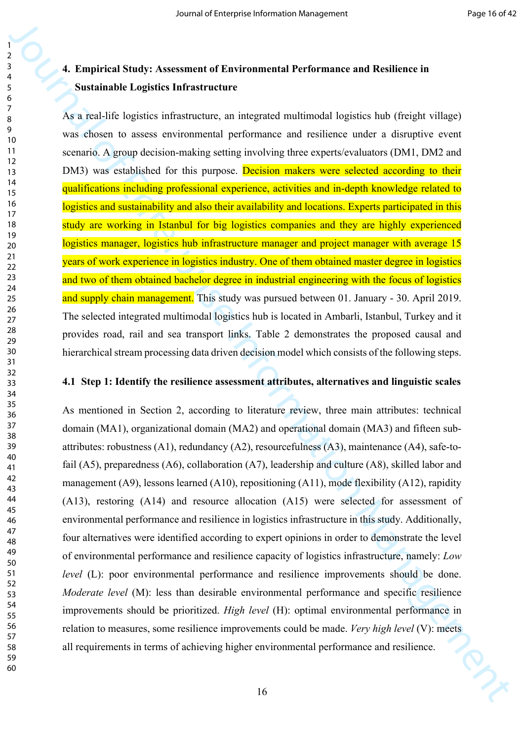## 4. Empirical Study: Assessment of Environmental Performance and Resilience in Sustainable Logistics Infrastructure

As a real-life logistics infrastructure, an integrated multimodal logistics hub (freight village) was chosen to assess environmental performance and resilience under a disruptive event scenario. A group decision-making setting involving three experts/evaluators (DM1, DM2 and DM3) was established for this purpose. Decision makers were selected according to their qualifications including professional experience, activities and in-depth knowledge related to logistics and sustainability and also their availability and locations. Experts participated in this study are working in Istanbul for big logistics companies and they are highly experienced logistics manager, logistics hub infrastructure manager and project manager with average 15 years of work experience in logistics industry. One of them obtained master degree in logistics and two of them obtained bachelor degree in industrial engineering with the focus of logistics and supply chain management. This study was pursued between 01. January - 30. April 2019. The selected integrated multimodal logistics hub is located in Ambarli, Istanbul, Turkey and it provides road, rail and sea transport links. Table 2 demonstrates the proposed causal and hierarchical stream processing data driven decision model which consists of the following steps.

### 4.1 Step 1: Identify the resilience assessment attributes, alternatives and linguistic scales

As mentioned in Section 2, according to literature review, three main attributes: technical domain (MA1), organizational domain (MA2) and operational domain (MA3) and fifteen sub-attributes: robustness (A1), redundancy (A2), resourcefulness (A3), maintenance (A4), safe-to-fail (A5), preparedness (A6), collaboration (A7), leadership and culture (A8), skilled labor and management (A9), lessons learned (A10), repositioning (A11), mode flexibility (A12), rapidity (A13), restoring (A14) and resource allocation (A15) were selected for assessment of environmental performance and resilience in logistics infrastructure in this study. Additionally, four alternatives were identified according to expert opinions in order to demonstrate the level of environmental performance and resilience capacity of logistics infrastructure, namely: *Low level* (L): poor environmental performance and resilience improvements should be done. *Moderate level* (M): less than desirable environmental performance and specific resilience improvements should be prioritized. *High level* (H): optimal environmental performance in relation to measures, some resilience improvements could be made. *Very high level* (V): meets all requirements in terms of achieving higher environmental performance and resilience.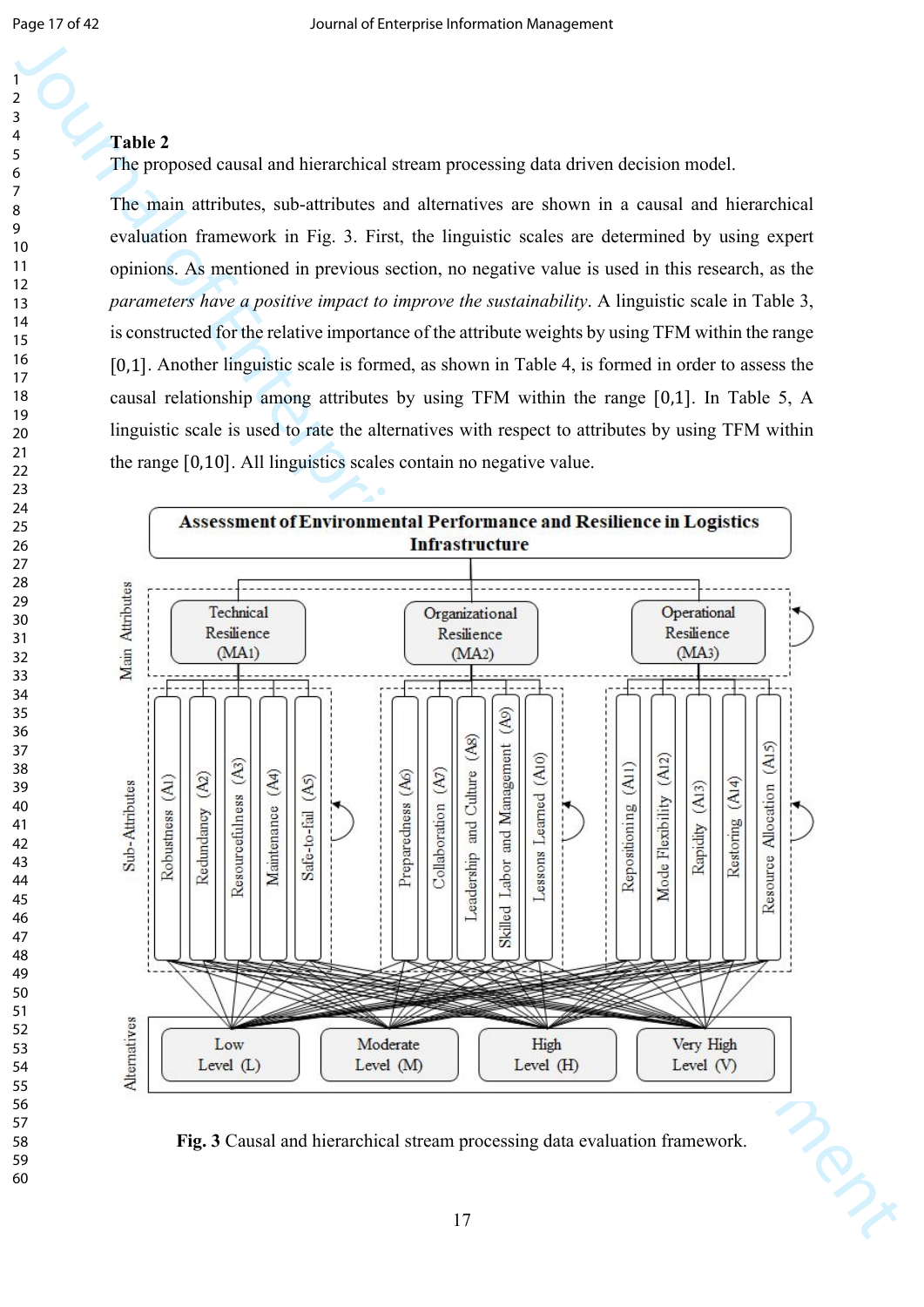**Table 2**

The proposed causal and hierarchical stream processing data driven decision model.

The main attributes, sub-attributes and alternatives are shown in a causal and hierarchical evaluation framework in Fig. 3. First, the linguistic scales are determined by using expert opinions. As mentioned in previous section, no negative value is used in this research, as the *parameters have a positive impact to improve the sustainability*. A linguistic scale in Table 3, is constructed for the relative importance of the attribute weights by using TFM within the range [0,1]. Another linguistic scale is formed, as shown in Table 4, is formed in order to assess the causal relationship among attributes by using TFM within the range [0,1]. In Table 5, A linguistic scale is used to rate the alternatives with respect to attributes by using TFM within the range [0,10]. All linguistic scales contain no negative value.

**Fig. 3** Causal and hierarchical stream processing data evaluation framework.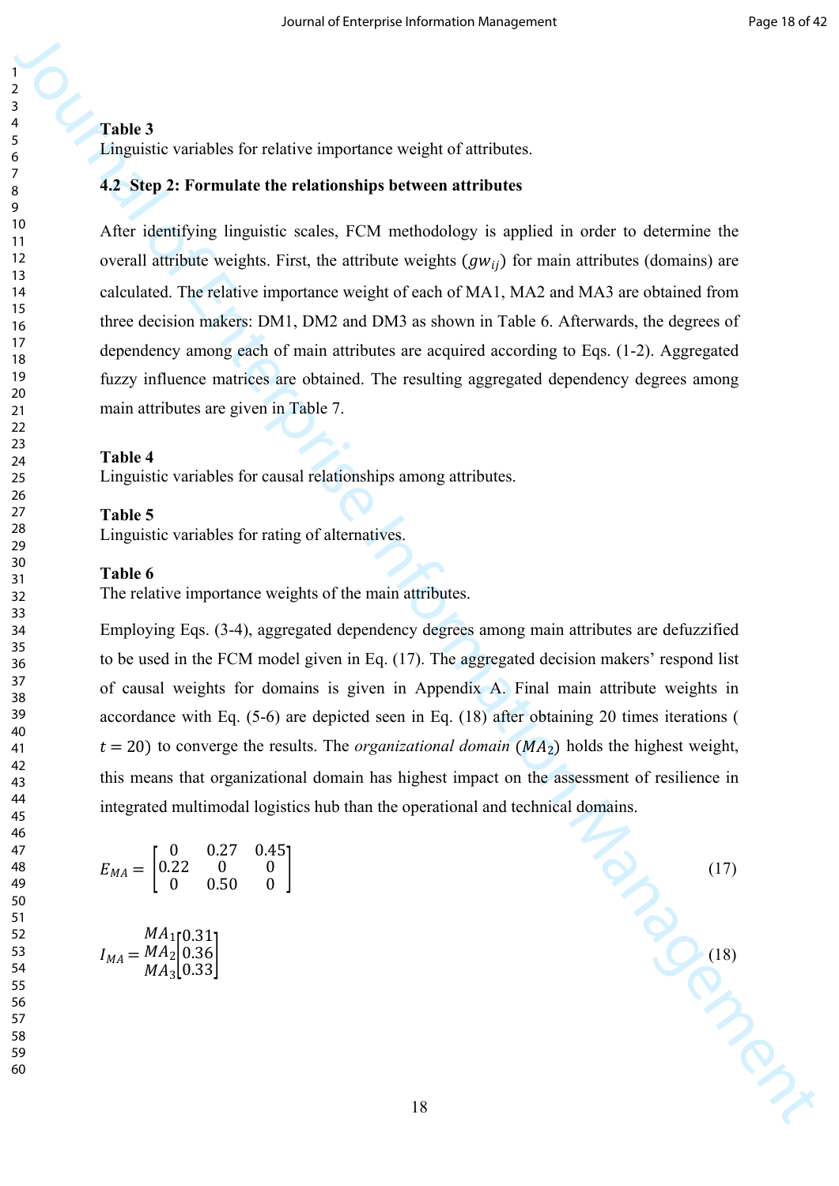**Table 3**
Linguistic variables for relative importance weight of attributes.

### 4.2 Step 2: Formulate the relationships between attributes

After identifying linguistic scales, FCM methodology is applied in order to determine the overall attribute weights. First, the attribute weights ($gw_{ij}$) for main attributes (domains) are calculated. The relative importance weight of each of MA1, MA2 and MA3 are obtained from three decision makers: DM1, DM2 and DM3 as shown in Table 6. Afterwards, the degrees of dependency among each of main attributes are acquired according to Eqs. (1-2). Aggregated fuzzy influence matrices are obtained. The resulting aggregated dependency degrees among main attributes are given in Table 7.

**Table 4**
Linguistic variables for causal relationships among attributes.

**Table 5**
Linguistic variables for rating of alternatives.

**Table 6**
The relative importance weights of the main attributes.

Employing Eqs. (3-4), aggregated dependency degrees among main attributes are defuzzified to be used in the FCM model given in Eq. (17). The aggregated decision makers' respond list of causal weights for domains is given in Appendix A. Final main attribute weights in accordance with Eq. (5-6) are depicted seen in Eq. (18) after obtaining 20 times iterations ($t = 20$) to converge the results. The *organizational domain* ($MA_2$) holds the highest weight, this means that organizational domain has highest impact on the assessment of resilience in integrated multimodal logistics hub than the operational and technical domains.

$$E_{MA} = \begin{bmatrix} 0 & 0.27 & 0.45 \\ 0.22 & 0 & 0 \\ 0 & 0.50 & 0 \end{bmatrix} \tag{17}$$

$$I_{MA} = \begin{matrix} MA_1 \\ MA_2 \\ MA_3 \end{matrix} \begin{bmatrix} 0.31 \\ 0.36 \\ 0.33 \end{bmatrix} \tag{18}$$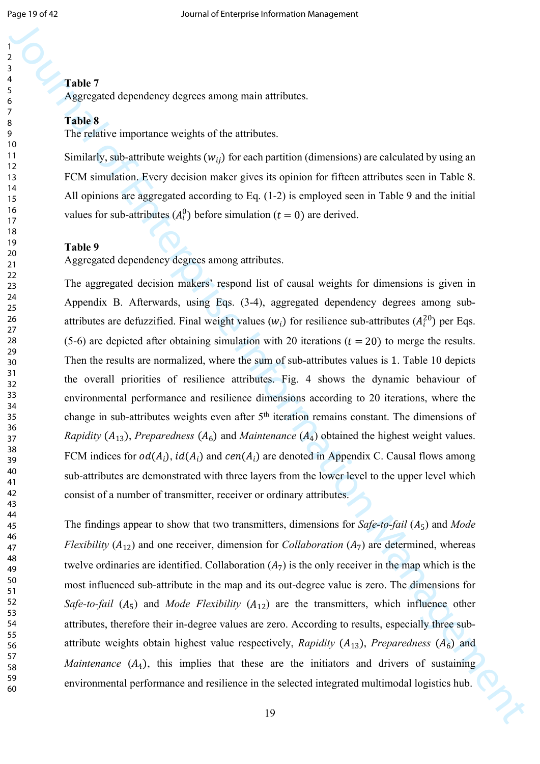**Table 7**
Aggregated dependency degrees among main attributes.

**Table 8**
The relative importance weights of the attributes.

Similarly, sub-attribute weights ($w_{ij}$) for each partition (dimensions) are calculated by using an FCM simulation. Every decision maker gives its opinion for fifteen attributes seen in Table 8. All opinions are aggregated according to Eq. (1-2) is employed seen in Table 9 and the initial values for sub-attributes ($A_i^0$) before simulation ($t = 0$) are derived.

**Table 9**
Aggregated dependency degrees among attributes.

The aggregated decision makers' respond list of causal weights for dimensions is given in Appendix B. Afterwards, using Eqs. (3-4), aggregated dependency degrees among sub-attributes are defuzzified. Final weight values ($w_i$) for resilience sub-attributes ($A_i^{20}$) per Eqs. (5-6) are depicted after obtaining simulation with 20 iterations ($t = 20$) to merge the results. Then the results are normalized, where the sum of sub-attributes values is 1. Table 10 depicts the overall priorities of resilience attributes. Fig. 4 shows the dynamic behaviour of environmental performance and resilience dimensions according to 20 iterations, where the change in sub-attributes weights even after 5th iteration remains constant. The dimensions of *Rapidity* ($A_{13}$), *Preparedness* ($A_6$) and *Maintenance* ($A_4$) obtained the highest weight values. FCM indices for $od(A_i)$, $id(A_i)$ and $cen(A_i)$ are denoted in Appendix C. Causal flows among sub-attributes are demonstrated with three layers from the lower level to the upper level which consist of a number of transmitter, receiver or ordinary attributes.

The findings appear to show that two transmitters, dimensions for *Safe-to-fail* ($A_5$) and *Mode Flexibility* ($A_{12}$) and one receiver, dimension for *Collaboration* ($A_7$) are determined, whereas twelve ordinaries are identified. Collaboration ($A_7$) is the only receiver in the map which is the most influenced sub-attribute in the map and its out-degree value is zero. The dimensions for *Safe-to-fail* ($A_5$) and *Mode Flexibility* ($A_{12}$) are the transmitters, which influence other attributes, therefore their in-degree values are zero. According to results, especially three sub-attribute weights obtain highest value respectively, *Rapidity* ($A_{13}$), *Preparedness* ($A_6$) and *Maintenance* ($A_4$), this implies that these are the initiators and drivers of sustaining environmental performance and resilience in the selected integrated multimodal logistics hub.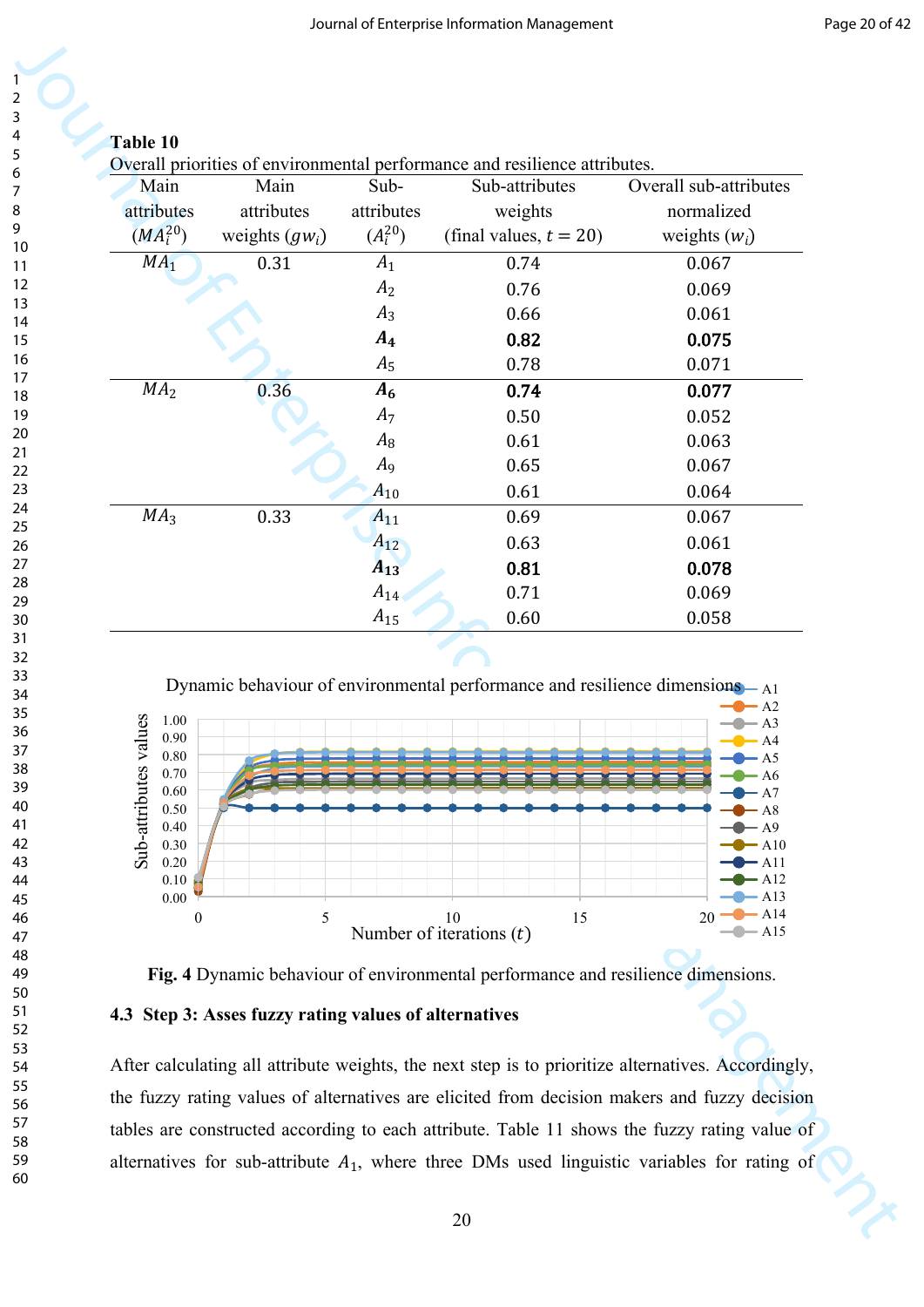**Table 10**
Overall priorities of environmental performance and resilience attributes.

| Main attributes ($MA_i^{20}$) | Main attributes weights ($gw_i$) | Sub-attributes ($A_i^{20}$) | Sub-attributes weights (final values, $t = 20$) | Overall sub-attributes normalized weights ($w_i$) |
|---|---|---|---|---|
| $MA_1$ | 0.31 | $A_1$ | 0.74 | 0.067 |
| | | $A_2$ | 0.76 | 0.069 |
| | | $A_3$ | 0.66 | 0.061 |
| | | $\boldsymbol{A_4}$ | **0.82** | **0.075** |
| | | $A_5$ | 0.78 | 0.071 |
| $MA_2$ | 0.36 | $\boldsymbol{A_6}$ | **0.74** | **0.077** |
| | | $A_7$ | 0.50 | 0.052 |
| | | $A_8$ | 0.61 | 0.063 |
| | | $A_9$ | 0.65 | 0.067 |
| | | $A_{10}$ | 0.61 | 0.064 |
| $MA_3$ | 0.33 | $A_{11}$ | 0.69 | 0.067 |
| | | $A_{12}$ | 0.63 | 0.061 |
| | | $\boldsymbol{A_{13}}$ | **0.81** | **0.078** |
| | | $A_{14}$ | 0.71 | 0.069 |
| | | $A_{15}$ | 0.60 | 0.058 |

**Fig. 4** Dynamic behaviour of environmental performance and resilience dimensions.

### 4.3 Step 3: Asses fuzzy rating values of alternatives

After calculating all attribute weights, the next step is to prioritize alternatives. Accordingly, the fuzzy rating values of alternatives are elicited from decision makers and fuzzy decision tables are constructed according to each attribute. Table 11 shows the fuzzy rating value of alternatives for sub-attribute $A_1$, where three DMs used linguistic variables for rating of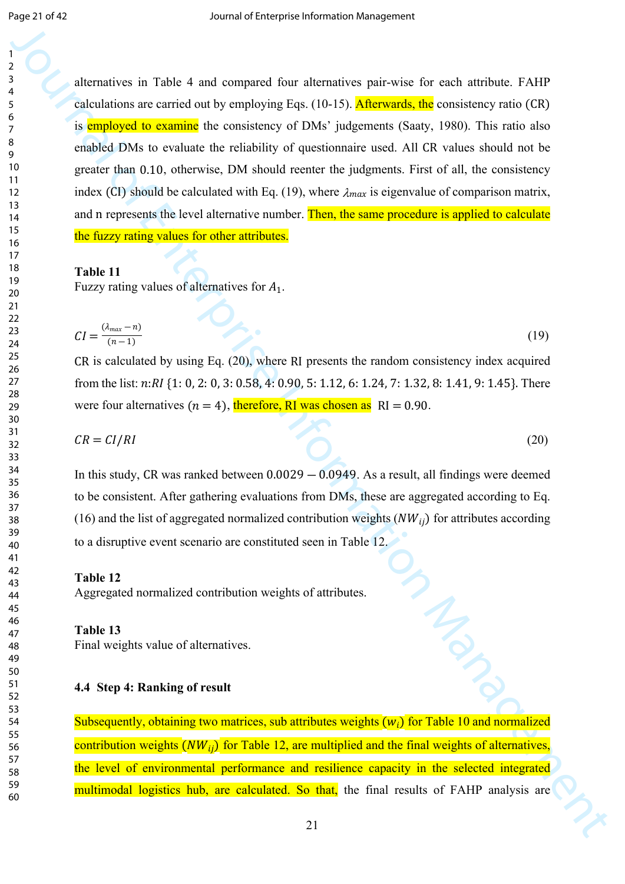alternatives in Table 4 and compared four alternatives pair-wise for each attribute. FAHP calculations are carried out by employing Eqs. (10-15). Afterwards, the consistency ratio (CR) is employed to examine the consistency of DMs' judgements (Saaty, 1980). This ratio also enabled DMs to evaluate the reliability of questionnaire used. All CR values should not be greater than 0.10, otherwise, DM should reenter the judgments. First of all, the consistency index (CI) should be calculated with Eq. (19), where $\lambda_{max}$ is eigenvalue of comparison matrix, and n represents the level alternative number. Then, the same procedure is applied to calculate the fuzzy rating values for other attributes.

**Table 11**
Fuzzy rating values of alternatives for $A_1$.

$$CI = \frac{(\lambda_{max} - n)}{(n-1)} \tag{19}$$

CR is calculated by using Eq. (20), where RI presents the random consistency index acquired from the list: $n$:$RI$ {1: 0, 2: 0, 3: 0.58, 4: 0.90, 5: 1.12, 6: 1.24, 7: 1.32, 8: 1.41, 9: 1.45}. There were four alternatives ($n = 4$), therefore, RI was chosen as RI $= 0.90$.

$$CR = CI/RI \tag{20}$$

In this study, CR was ranked between $0.0029 - 0.0949$. As a result, all findings were deemed to be consistent. After gathering evaluations from DMs, these are aggregated according to Eq. (16) and the list of aggregated normalized contribution weights ($NW_{ij}$) for attributes according to a disruptive event scenario are constituted seen in Table 12.

**Table 12**
Aggregated normalized contribution weights of attributes.

**Table 13**
Final weights value of alternatives.

### 4.4 Step 4: Ranking of result

Subsequently, obtaining two matrices, sub attributes weights ($w_i$) for Table 10 and normalized contribution weights ($NW_{ij}$) for Table 12, are multiplied and the final weights of alternatives, the level of environmental performance and resilience capacity in the selected integrated multimodal logistics hub, are calculated. So that, the final results of FAHP analysis are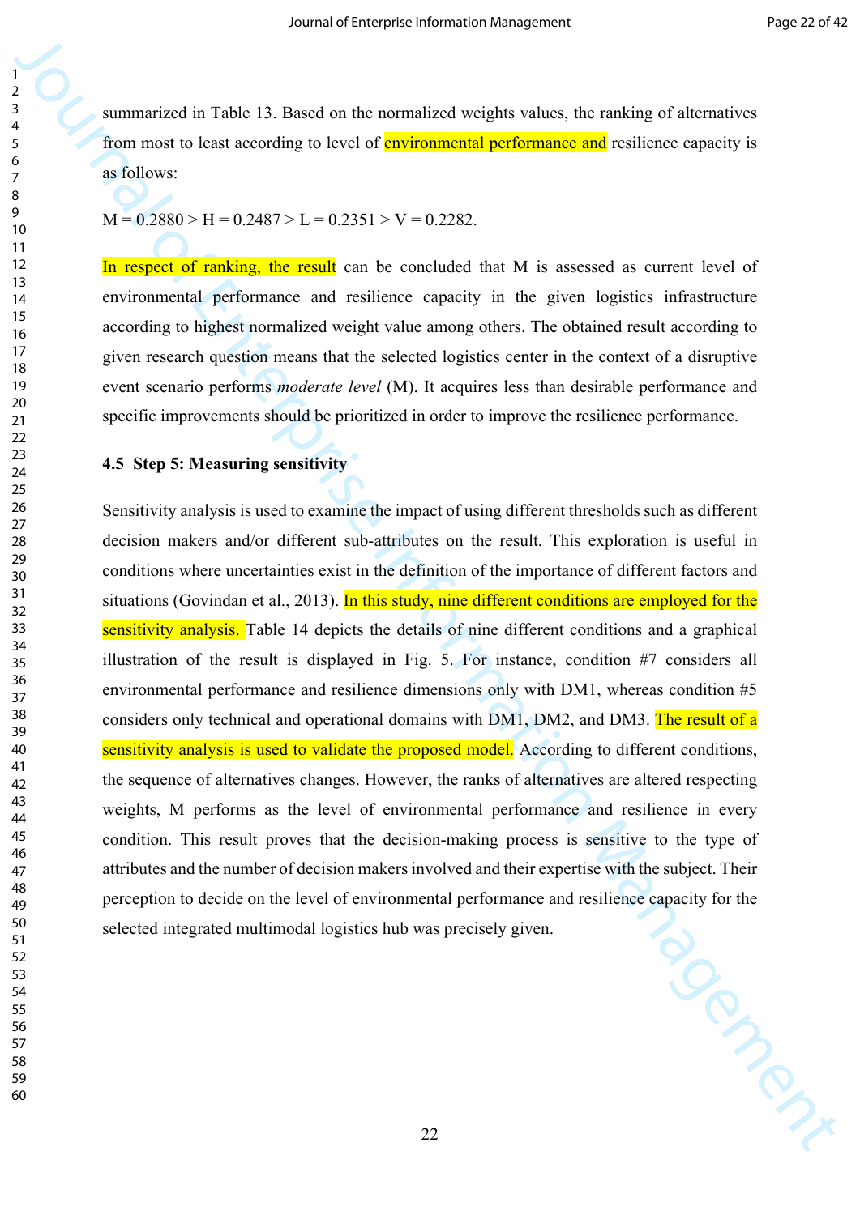summarized in Table 13. Based on the normalized weights values, the ranking of alternatives from most to least according to level of environmental performance and resilience capacity is as follows:

M = 0.2880 > H = 0.2487 > L = 0.2351 > V = 0.2282.

In respect of ranking, the result can be concluded that M is assessed as current level of environmental performance and resilience capacity in the given logistics infrastructure according to highest normalized weight value among others. The obtained result according to given research question means that the selected logistics center in the context of a disruptive event scenario performs *moderate level* (M). It acquires less than desirable performance and specific improvements should be prioritized in order to improve the resilience performance.

## 4.5 Step 5: Measuring sensitivity

Sensitivity analysis is used to examine the impact of using different thresholds such as different decision makers and/or different sub-attributes on the result. This exploration is useful in conditions where uncertainties exist in the definition of the importance of different factors and situations (Govindan et al., 2013). In this study, nine different conditions are employed for the sensitivity analysis. Table 14 depicts the details of nine different conditions and a graphical illustration of the result is displayed in Fig. 5. For instance, condition #7 considers all environmental performance and resilience dimensions only with DM1, whereas condition #5 considers only technical and operational domains with DM1, DM2, and DM3. The result of a sensitivity analysis is used to validate the proposed model. According to different conditions, the sequence of alternatives changes. However, the ranks of alternatives are altered respecting weights, M performs as the level of environmental performance and resilience in every condition. This result proves that the decision-making process is sensitive to the type of attributes and the number of decision makers involved and their expertise with the subject. Their perception to decide on the level of environmental performance and resilience capacity for the selected integrated multimodal logistics hub was precisely given.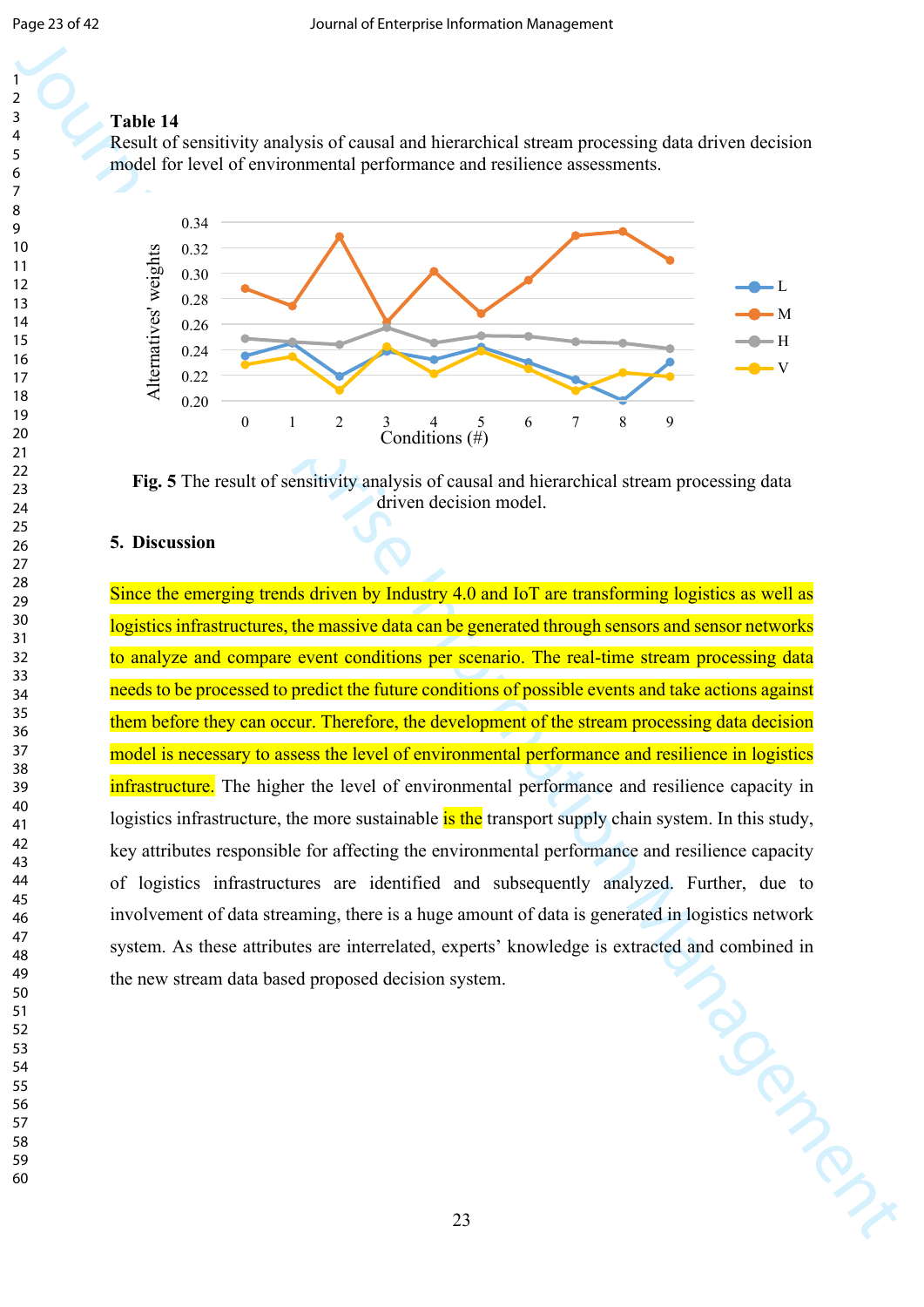**Table 14**
Result of sensitivity analysis of causal and hierarchical stream processing data driven decision model for level of environmental performance and resilience assessments.

**Fig. 5** The result of sensitivity analysis of causal and hierarchical stream processing data driven decision model.

## 5. Discussion

Since the emerging trends driven by Industry 4.0 and IoT are transforming logistics as well as logistics infrastructures, the massive data can be generated through sensors and sensor networks to analyze and compare event conditions per scenario. The real-time stream processing data needs to be processed to predict the future conditions of possible events and take actions against them before they can occur. Therefore, the development of the stream processing data decision model is necessary to assess the level of environmental performance and resilience in logistics infrastructure. The higher the level of environmental performance and resilience capacity in logistics infrastructure, the more sustainable is the transport supply chain system. In this study, key attributes responsible for affecting the environmental performance and resilience capacity of logistics infrastructures are identified and subsequently analyzed. Further, due to involvement of data streaming, there is a huge amount of data is generated in logistics network system. As these attributes are interrelated, experts' knowledge is extracted and combined in the new stream data based proposed decision system.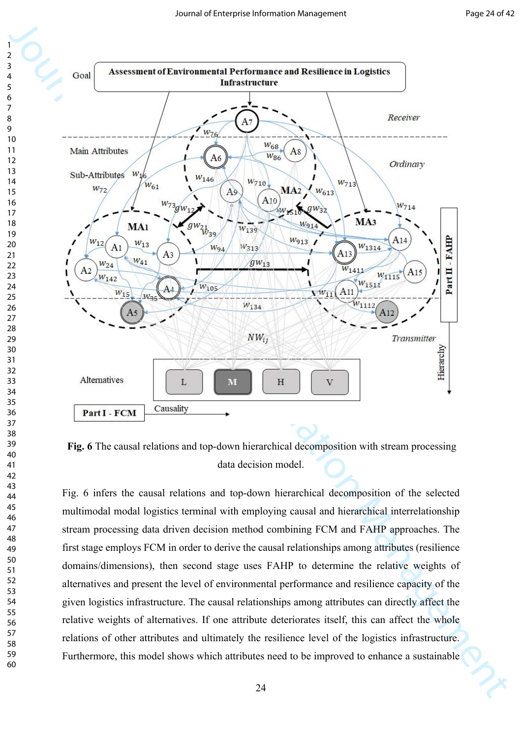**Fig. 6** The causal relations and top-down hierarchical decomposition with stream processing data decision model.

Fig. 6 infers the causal relations and top-down hierarchical decomposition of the selected multimodal modal logistics terminal with employing causal and hierarchical interrelationship stream processing data driven decision method combining FCM and FAHP approaches. The first stage employs FCM in order to derive the causal relationships among attributes (resilience domains/dimensions), then second stage uses FAHP to determine the relative weights of alternatives and present the level of environmental performance and resilience capacity of the given logistics infrastructure. The causal relationships among attributes can directly affect the relative weights of alternatives. If one attribute deteriorates itself, this can affect the whole relations of other attributes and ultimately the resilience level of the logistics infrastructure. Furthermore, this model shows which attributes need to be improved to enhance a sustainable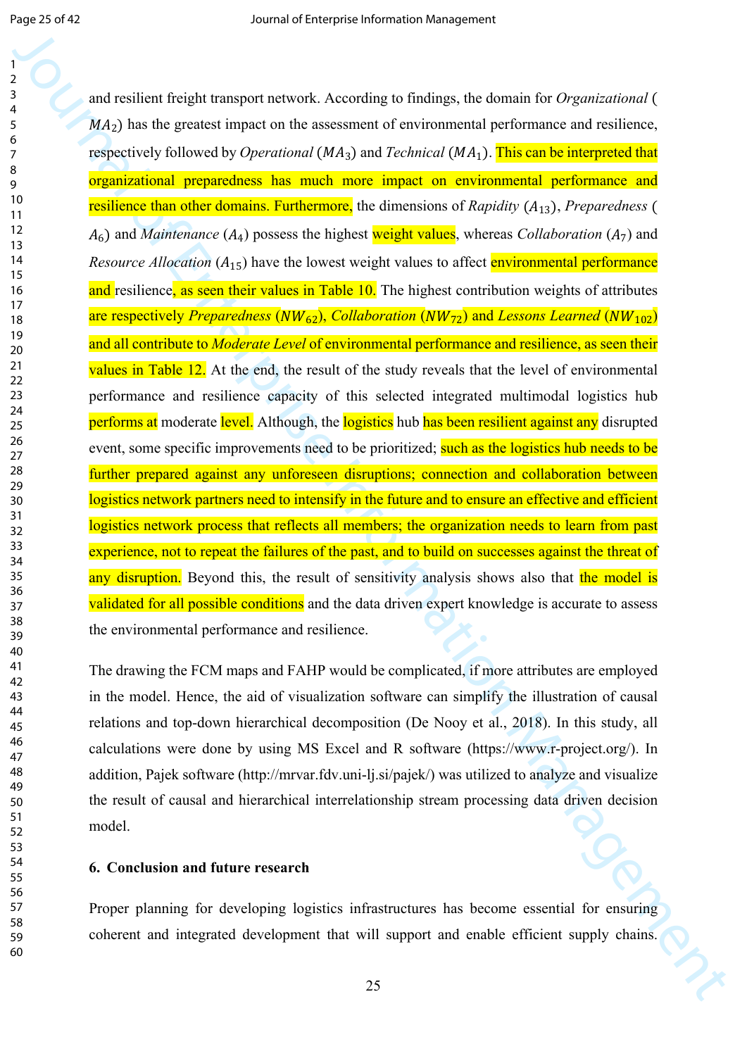and resilient freight transport network. According to findings, the domain for *Organizational* ($MA_2$) has the greatest impact on the assessment of environmental performance and resilience, respectively followed by *Operational* ($MA_3$) and *Technical* ($MA_1$). This can be interpreted that organizational preparedness has much more impact on environmental performance and resilience than other domains. Furthermore, the dimensions of *Rapidity* ($A_{13}$), *Preparedness* ($A_6$) and *Maintenance* ($A_4$) possess the highest weight values, whereas *Collaboration* ($A_7$) and *Resource Allocation* ($A_{15}$) have the lowest weight values to affect environmental performance and resilience, as seen their values in Table 10. The highest contribution weights of attributes are respectively *Preparedness* ($NW_{62}$), *Collaboration* ($NW_{72}$) and *Lessons Learned* ($NW_{102}$) and all contribute to *Moderate Level* of environmental performance and resilience, as seen their values in Table 12. At the end, the result of the study reveals that the level of environmental performance and resilience capacity of this selected integrated multimodal logistics hub performs at moderate level. Although, the logistics hub has been resilient against any disrupted event, some specific improvements need to be prioritized; such as the logistics hub needs to be further prepared against any unforeseen disruptions; connection and collaboration between logistics network partners need to intensify in the future and to ensure an effective and efficient logistics network process that reflects all members; the organization needs to learn from past experience, not to repeat the failures of the past, and to build on successes against the threat of any disruption. Beyond this, the result of sensitivity analysis shows also that the model is validated for all possible conditions and the data driven expert knowledge is accurate to assess the environmental performance and resilience.

The drawing the FCM maps and FAHP would be complicated, if more attributes are employed in the model. Hence, the aid of visualization software can simplify the illustration of causal relations and top-down hierarchical decomposition (De Nooy et al., 2018). In this study, all calculations were done by using MS Excel and R software (https://www.r-project.org/). In addition, Pajek software (http://mrvar.fdv.uni-lj.si/pajek/) was utilized to analyze and visualize the result of causal and hierarchical interrelationship stream processing data driven decision model.

## 6. Conclusion and future research

Proper planning for developing logistics infrastructures has become essential for ensuring coherent and integrated development that will support and enable efficient supply chains.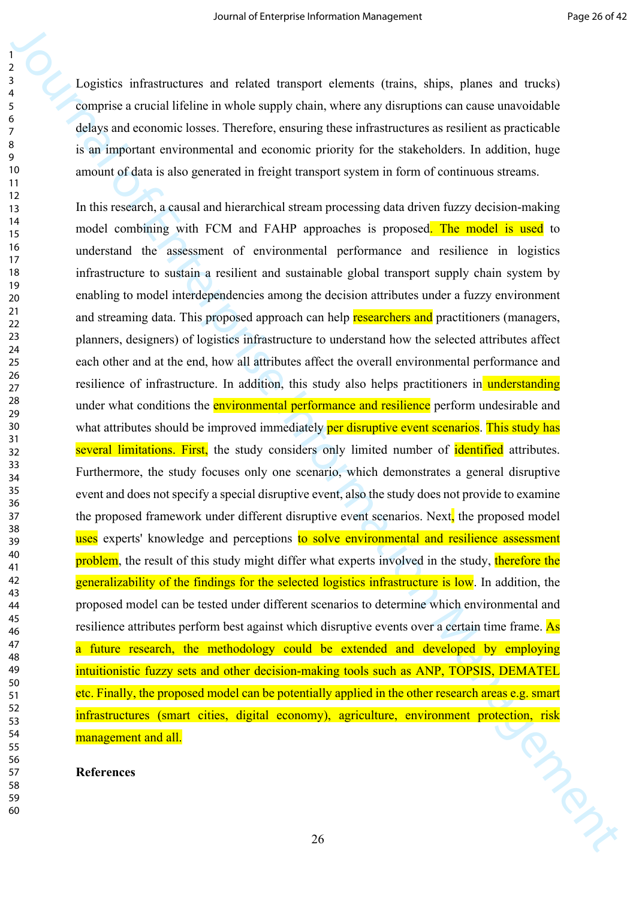Logistics infrastructures and related transport elements (trains, ships, planes and trucks) comprise a crucial lifeline in whole supply chain, where any disruptions can cause unavoidable delays and economic losses. Therefore, ensuring these infrastructures as resilient as practicable is an important environmental and economic priority for the stakeholders. In addition, huge amount of data is also generated in freight transport system in form of continuous streams.

In this research, a causal and hierarchical stream processing data driven fuzzy decision-making model combining with FCM and FAHP approaches is proposed. The model is used to understand the assessment of environmental performance and resilience in logistics infrastructure to sustain a resilient and sustainable global transport supply chain system by enabling to model interdependencies among the decision attributes under a fuzzy environment and streaming data. This proposed approach can help researchers and practitioners (managers, planners, designers) of logistics infrastructure to understand how the selected attributes affect each other and at the end, how all attributes affect the overall environmental performance and resilience of infrastructure. In addition, this study also helps practitioners in understanding under what conditions the environmental performance and resilience perform undesirable and what attributes should be improved immediately per disruptive event scenarios. This study has several limitations. First, the study considers only limited number of identified attributes. Furthermore, the study focuses only one scenario, which demonstrates a general disruptive event and does not specify a special disruptive event, also the study does not provide to examine the proposed framework under different disruptive event scenarios. Next, the proposed model uses experts' knowledge and perceptions to solve environmental and resilience assessment problem, the result of this study might differ what experts involved in the study, therefore the generalizability of the findings for the selected logistics infrastructure is low. In addition, the proposed model can be tested under different scenarios to determine which environmental and resilience attributes perform best against which disruptive events over a certain time frame. As a future research, the methodology could be extended and developed by employing intuitionistic fuzzy sets and other decision-making tools such as ANP, TOPSIS, DEMATEL etc. Finally, the proposed model can be potentially applied in the other research areas e.g. smart infrastructures (smart cities, digital economy), agriculture, environment protection, risk management and all.

**References**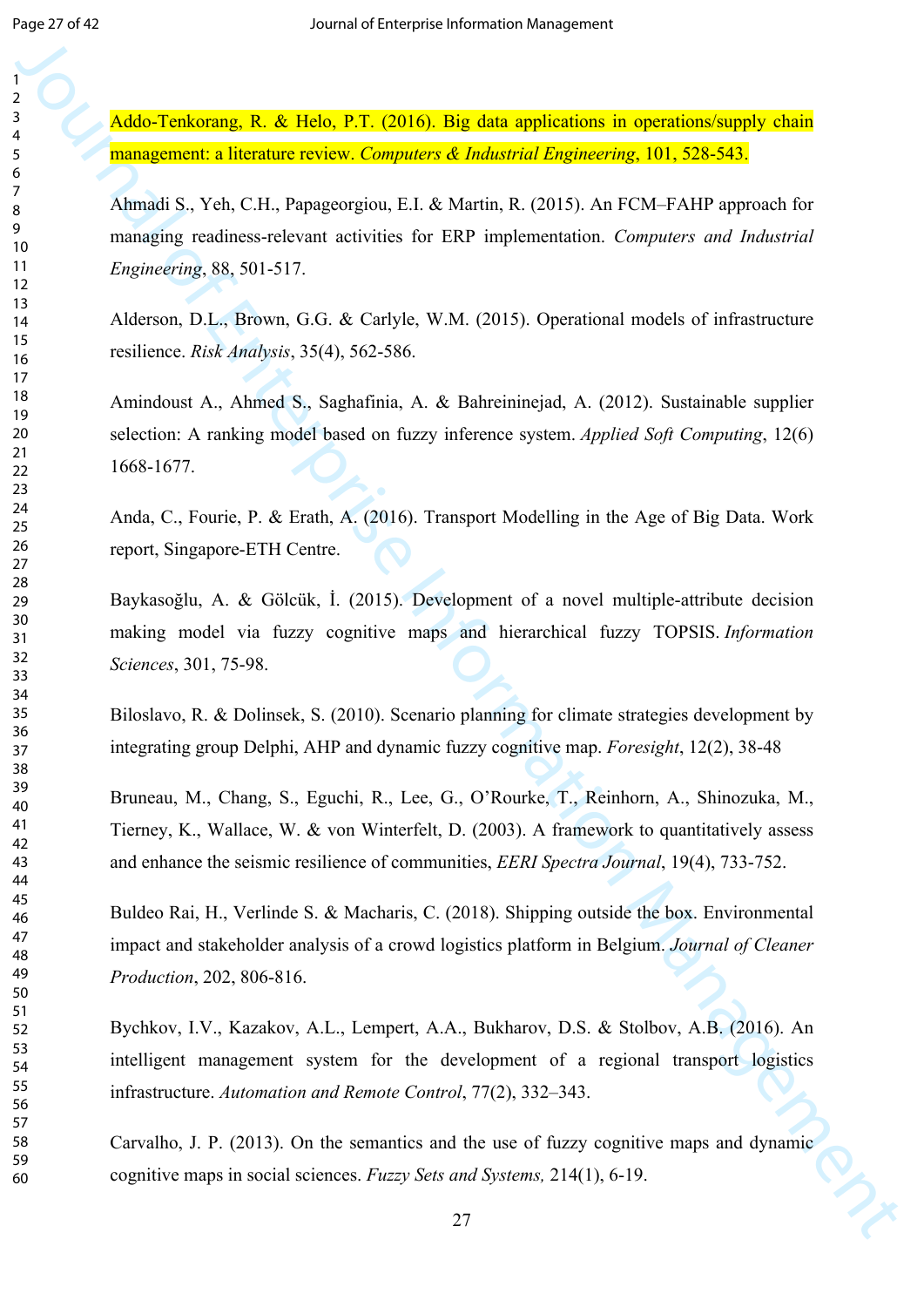Addo-Tenkorang, R. & Helo, P.T. (2016). Big data applications in operations/supply chain management: a literature review. *Computers & Industrial Engineering*, 101, 528-543.

Ahmadi S., Yeh, C.H., Papageorgiou, E.I. & Martin, R. (2015). An FCM–FAHP approach for managing readiness-relevant activities for ERP implementation. *Computers and Industrial Engineering*, 88, 501-517.

Alderson, D.L., Brown, G.G. & Carlyle, W.M. (2015). Operational models of infrastructure resilience. *Risk Analysis*, 35(4), 562-586.

Amindoust A., Ahmed S., Saghafinia, A. & Bahreininejad, A. (2012). Sustainable supplier selection: A ranking model based on fuzzy inference system. *Applied Soft Computing*, 12(6) 1668-1677.

Anda, C., Fourie, P. & Erath, A. (2016). Transport Modelling in the Age of Big Data. Work report, Singapore-ETH Centre.

Baykasoğlu, A. & Gölcük, İ. (2015). Development of a novel multiple-attribute decision making model via fuzzy cognitive maps and hierarchical fuzzy TOPSIS. *Information Sciences*, 301, 75-98.

Biloslavo, R. & Dolinsek, S. (2010). Scenario planning for climate strategies development by integrating group Delphi, AHP and dynamic fuzzy cognitive map. *Foresight*, 12(2), 38-48

Bruneau, M., Chang, S., Eguchi, R., Lee, G., O'Rourke, T., Reinhorn, A., Shinozuka, M., Tierney, K., Wallace, W. & von Winterfelt, D. (2003). A framework to quantitatively assess and enhance the seismic resilience of communities, *EERI Spectra Journal*, 19(4), 733-752.

Buldeo Rai, H., Verlinde S. & Macharis, C. (2018). Shipping outside the box. Environmental impact and stakeholder analysis of a crowd logistics platform in Belgium. *Journal of Cleaner Production*, 202, 806-816.

Bychkov, I.V., Kazakov, A.L., Lempert, A.A., Bukharov, D.S. & Stolbov, A.B. (2016). An intelligent management system for the development of a regional transport logistics infrastructure. *Automation and Remote Control*, 77(2), 332–343.

Carvalho, J. P. (2013). On the semantics and the use of fuzzy cognitive maps and dynamic cognitive maps in social sciences. *Fuzzy Sets and Systems,* 214(1), 6-19.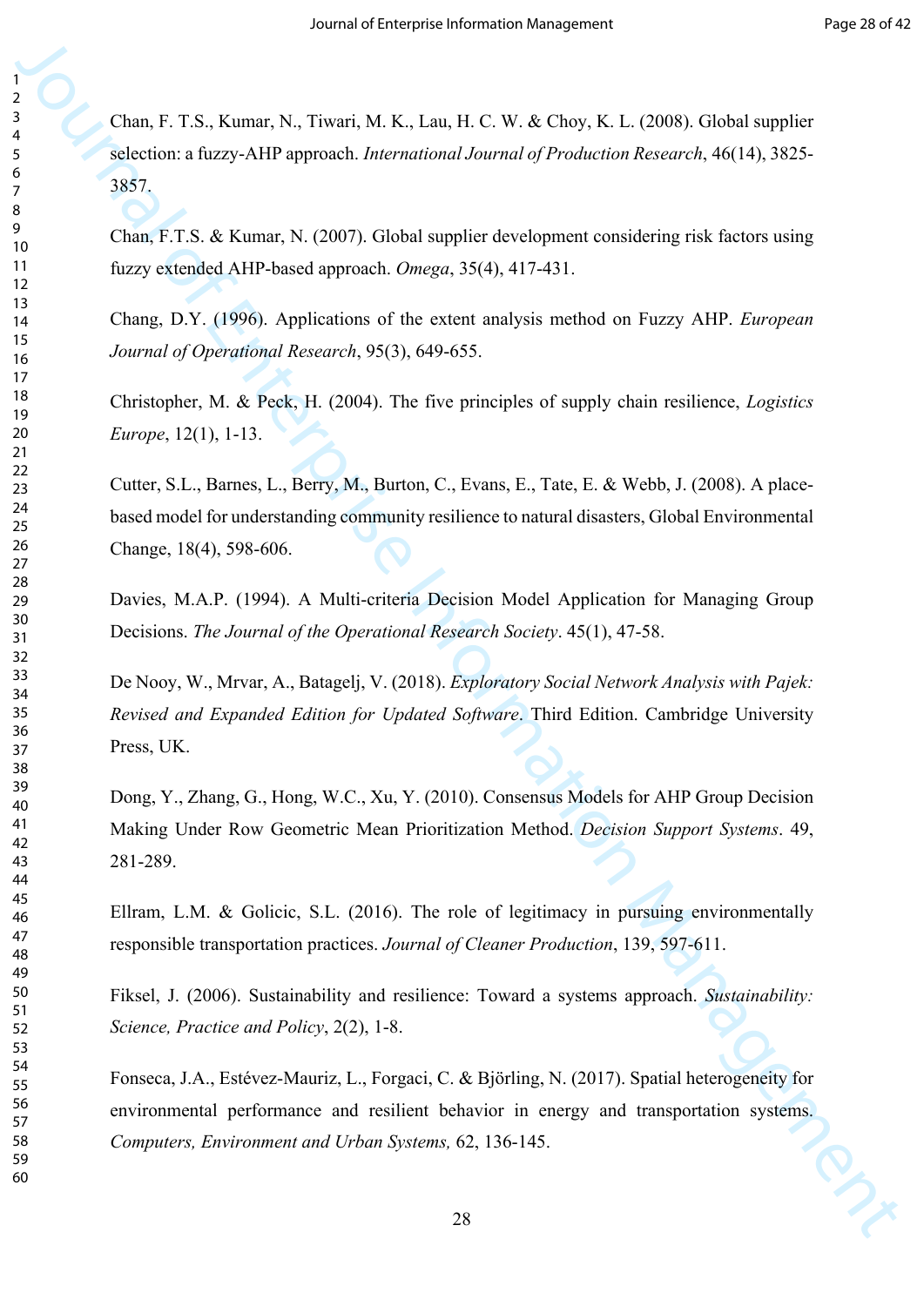Chan, F. T.S., Kumar, N., Tiwari, M. K., Lau, H. C. W. & Choy, K. L. (2008). Global supplier selection: a fuzzy-AHP approach. *International Journal of Production Research*, 46(14), 3825-3857.

Chan, F.T.S. & Kumar, N. (2007). Global supplier development considering risk factors using fuzzy extended AHP-based approach. *Omega*, 35(4), 417-431.

Chang, D.Y. (1996). Applications of the extent analysis method on Fuzzy AHP. *European Journal of Operational Research*, 95(3), 649-655.

Christopher, M. & Peck, H. (2004). The five principles of supply chain resilience, *Logistics Europe*, 12(1), 1-13.

Cutter, S.L., Barnes, L., Berry, M., Burton, C., Evans, E., Tate, E. & Webb, J. (2008). A place-based model for understanding community resilience to natural disasters, Global Environmental Change, 18(4), 598-606.

Davies, M.A.P. (1994). A Multi-criteria Decision Model Application for Managing Group Decisions. *The Journal of the Operational Research Society*. 45(1), 47-58.

De Nooy, W., Mrvar, A., Batagelj, V. (2018). *Exploratory Social Network Analysis with Pajek: Revised and Expanded Edition for Updated Software*. Third Edition. Cambridge University Press, UK.

Dong, Y., Zhang, G., Hong, W.C., Xu, Y. (2010). Consensus Models for AHP Group Decision Making Under Row Geometric Mean Prioritization Method. *Decision Support Systems*. 49, 281-289.

Ellram, L.M. & Golicic, S.L. (2016). The role of legitimacy in pursuing environmentally responsible transportation practices. *Journal of Cleaner Production*, 139, 597-611.

Fiksel, J. (2006). Sustainability and resilience: Toward a systems approach. *Sustainability: Science, Practice and Policy*, 2(2), 1-8.

Fonseca, J.A., Estévez-Mauriz, L., Forgaci, C. & Björling, N. (2017). Spatial heterogeneity for environmental performance and resilient behavior in energy and transportation systems. *Computers, Environment and Urban Systems,* 62, 136-145.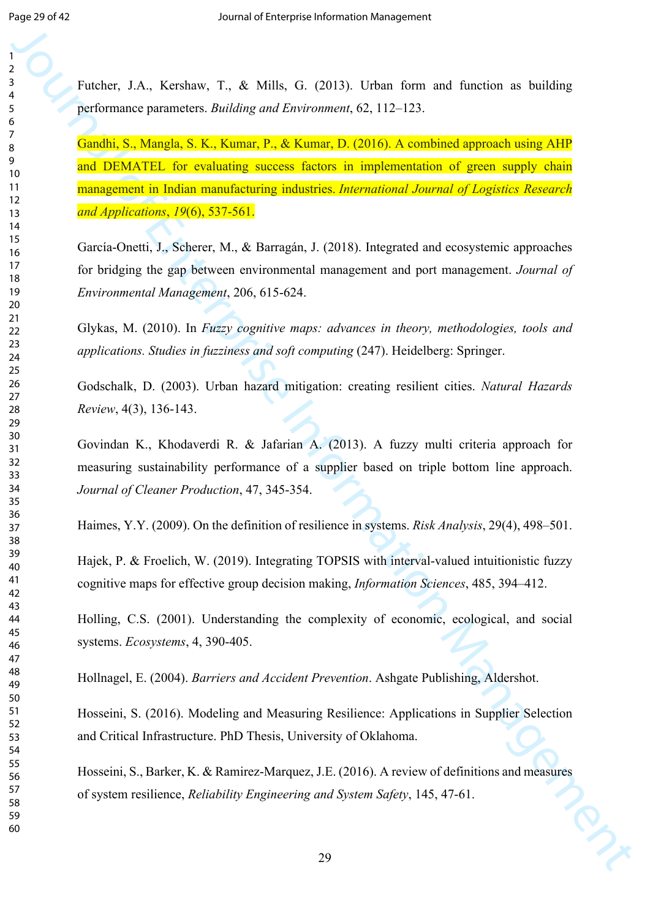Futcher, J.A., Kershaw, T., & Mills, G. (2013). Urban form and function as building performance parameters. *Building and Environment*, 62, 112–123.

Gandhi, S., Mangla, S. K., Kumar, P., & Kumar, D. (2016). A combined approach using AHP and DEMATEL for evaluating success factors in implementation of green supply chain management in Indian manufacturing industries. *International Journal of Logistics Research and Applications*, *19*(6), 537-561.

García-Onetti, J., Scherer, M., & Barragán, J. (2018). Integrated and ecosystemic approaches for bridging the gap between environmental management and port management. *Journal of Environmental Management*, 206, 615-624.

Glykas, M. (2010). In *Fuzzy cognitive maps: advances in theory, methodologies, tools and applications. Studies in fuzziness and soft computing* (247). Heidelberg: Springer.

Godschalk, D. (2003). Urban hazard mitigation: creating resilient cities. *Natural Hazards Review*, 4(3), 136-143.

Govindan K., Khodaverdi R. & Jafarian A. (2013). A fuzzy multi criteria approach for measuring sustainability performance of a supplier based on triple bottom line approach. *Journal of Cleaner Production*, 47, 345-354.

Haimes, Y.Y. (2009). On the definition of resilience in systems. *Risk Analysis*, 29(4), 498–501.

Hajek, P. & Froelich, W. (2019). Integrating TOPSIS with interval-valued intuitionistic fuzzy cognitive maps for effective group decision making, *Information Sciences*, 485, 394–412.

Holling, C.S. (2001). Understanding the complexity of economic, ecological, and social systems. *Ecosystems*, 4, 390-405.

Hollnagel, E. (2004). *Barriers and Accident Prevention*. Ashgate Publishing, Aldershot.

Hosseini, S. (2016). Modeling and Measuring Resilience: Applications in Supplier Selection and Critical Infrastructure. PhD Thesis, University of Oklahoma.

Hosseini, S., Barker, K. & Ramirez-Marquez, J.E. (2016). A review of definitions and measures of system resilience, *Reliability Engineering and System Safety*, 145, 47-61.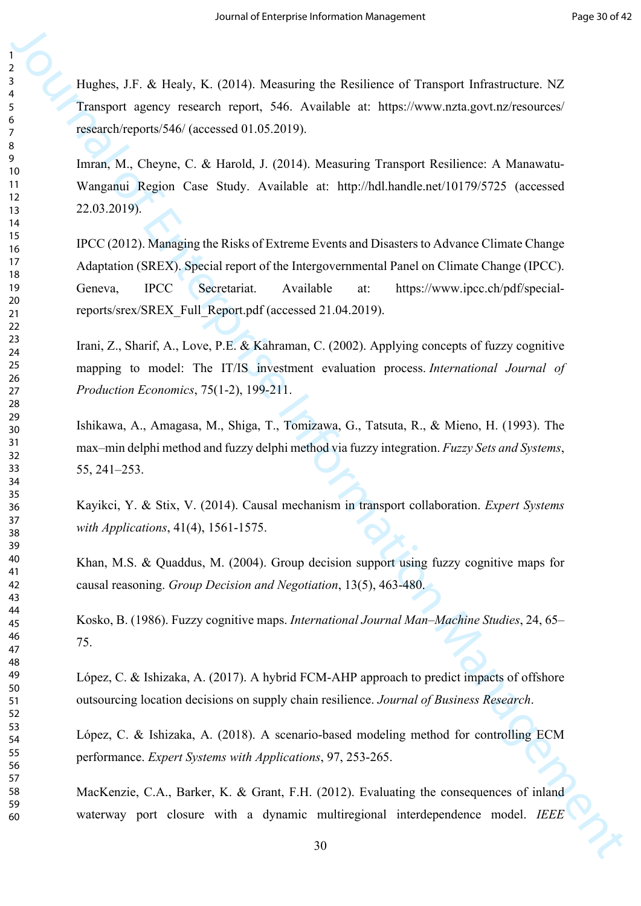Hughes, J.F. & Healy, K. (2014). Measuring the Resilience of Transport Infrastructure. NZ Transport agency research report, 546. Available at: https://www.nzta.govt.nz/resources/research/reports/546/ (accessed 01.05.2019).

Imran, M., Cheyne, C. & Harold, J. (2014). Measuring Transport Resilience: A Manawatu-Wanganui Region Case Study. Available at: http://hdl.handle.net/10179/5725 (accessed 22.03.2019).

IPCC (2012). Managing the Risks of Extreme Events and Disasters to Advance Climate Change Adaptation (SREX). Special report of the Intergovernmental Panel on Climate Change (IPCC). Geneva, IPCC Secretariat. Available at: https://www.ipcc.ch/pdf/special-reports/srex/SREX_Full_Report.pdf (accessed 21.04.2019).

Irani, Z., Sharif, A., Love, P.E. & Kahraman, C. (2002). Applying concepts of fuzzy cognitive mapping to model: The IT/IS investment evaluation process. *International Journal of Production Economics*, 75(1-2), 199-211.

Ishikawa, A., Amagasa, M., Shiga, T., Tomizawa, G., Tatsuta, R., & Mieno, H. (1993). The max–min delphi method and fuzzy delphi method via fuzzy integration. *Fuzzy Sets and Systems*, 55, 241–253.

Kayikci, Y. & Stix, V. (2014). Causal mechanism in transport collaboration. *Expert Systems with Applications*, 41(4), 1561-1575.

Khan, M.S. & Quaddus, M. (2004). Group decision support using fuzzy cognitive maps for causal reasoning. *Group Decision and Negotiation*, 13(5), 463-480.

Kosko, B. (1986). Fuzzy cognitive maps. *International Journal Man–Machine Studies*, 24, 65–75.

López, C. & Ishizaka, A. (2017). A hybrid FCM-AHP approach to predict impacts of offshore outsourcing location decisions on supply chain resilience. *Journal of Business Research*.

López, C. & Ishizaka, A. (2018). A scenario-based modeling method for controlling ECM performance. *Expert Systems with Applications*, 97, 253-265.

MacKenzie, C.A., Barker, K. & Grant, F.H. (2012). Evaluating the consequences of inland waterway port closure with a dynamic multiregional interdependence model. *IEEE*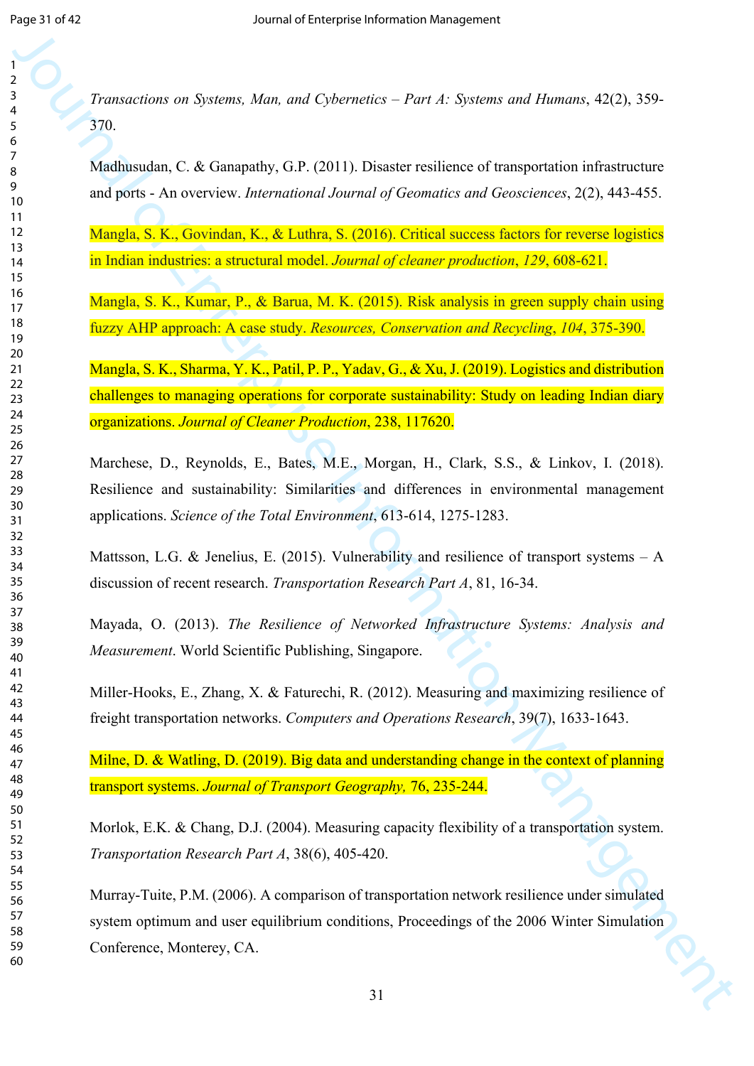*Transactions on Systems, Man, and Cybernetics – Part A: Systems and Humans*, 42(2), 359-370.

Madhusudan, C. & Ganapathy, G.P. (2011). Disaster resilience of transportation infrastructure and ports - An overview. *International Journal of Geomatics and Geosciences*, 2(2), 443-455.

Mangla, S. K., Govindan, K., & Luthra, S. (2016). Critical success factors for reverse logistics in Indian industries: a structural model. *Journal of cleaner production*, *129*, 608-621.

Mangla, S. K., Kumar, P., & Barua, M. K. (2015). Risk analysis in green supply chain using fuzzy AHP approach: A case study. *Resources, Conservation and Recycling*, *104*, 375-390.

Mangla, S. K., Sharma, Y. K., Patil, P. P., Yadav, G., & Xu, J. (2019). Logistics and distribution challenges to managing operations for corporate sustainability: Study on leading Indian diary organizations. *Journal of Cleaner Production*, 238, 117620.

Marchese, D., Reynolds, E., Bates, M.E., Morgan, H., Clark, S.S., & Linkov, I. (2018). Resilience and sustainability: Similarities and differences in environmental management applications. *Science of the Total Environment*, 613-614, 1275-1283.

Mattsson, L.G. & Jenelius, E. (2015). Vulnerability and resilience of transport systems – A discussion of recent research. *Transportation Research Part A*, 81, 16-34.

Mayada, O. (2013). *The Resilience of Networked Infrastructure Systems: Analysis and Measurement*. World Scientific Publishing, Singapore.

Miller-Hooks, E., Zhang, X. & Faturechi, R. (2012). Measuring and maximizing resilience of freight transportation networks. *Computers and Operations Research*, 39(7), 1633-1643.

Milne, D. & Watling, D. (2019). Big data and understanding change in the context of planning transport systems. *Journal of Transport Geography,* 76, 235-244.

Morlok, E.K. & Chang, D.J. (2004). Measuring capacity flexibility of a transportation system. *Transportation Research Part A*, 38(6), 405-420.

Murray-Tuite, P.M. (2006). A comparison of transportation network resilience under simulated system optimum and user equilibrium conditions, Proceedings of the 2006 Winter Simulation Conference, Monterey, CA.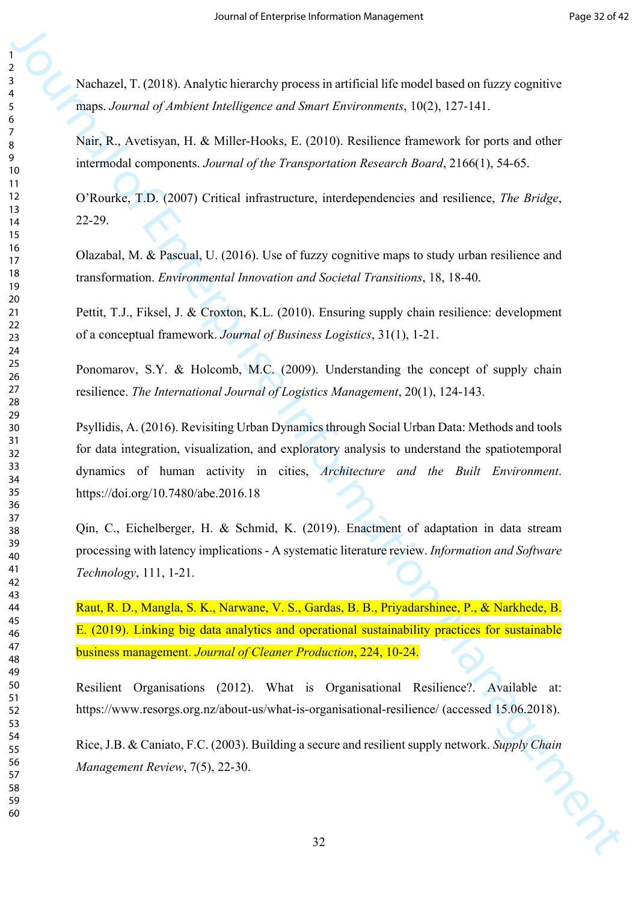Nachazel, T. (2018). Analytic hierarchy process in artificial life model based on fuzzy cognitive maps. *Journal of Ambient Intelligence and Smart Environments*, 10(2), 127-141.

Nair, R., Avetisyan, H. & Miller-Hooks, E. (2010). Resilience framework for ports and other intermodal components. *Journal of the Transportation Research Board*, 2166(1), 54-65.

O'Rourke, T.D. (2007) Critical infrastructure, interdependencies and resilience, *The Bridge*, 22-29.

Olazabal, M. & Pascual, U. (2016). Use of fuzzy cognitive maps to study urban resilience and transformation. *Environmental Innovation and Societal Transitions*, 18, 18-40.

Pettit, T.J., Fiksel, J. & Croxton, K.L. (2010). Ensuring supply chain resilience: development of a conceptual framework. *Journal of Business Logistics*, 31(1), 1-21.

Ponomarov, S.Y. & Holcomb, M.C. (2009). Understanding the concept of supply chain resilience. *The International Journal of Logistics Management*, 20(1), 124-143.

Psyllidis, A. (2016). Revisiting Urban Dynamics through Social Urban Data: Methods and tools for data integration, visualization, and exploratory analysis to understand the spatiotemporal dynamics of human activity in cities, *Architecture and the Built Environment*. https://doi.org/10.7480/abe.2016.18

Qin, C., Eichelberger, H. & Schmid, K. (2019). Enactment of adaptation in data stream processing with latency implications - A systematic literature review. *Information and Software Technology*, 111, 1-21.

Raut, R. D., Mangla, S. K., Narwane, V. S., Gardas, B. B., Priyadarshinee, P., & Narkhede, B. E. (2019). Linking big data analytics and operational sustainability practices for sustainable business management. *Journal of Cleaner Production*, 224, 10-24.

Resilient Organisations (2012). What is Organisational Resilience?. Available at: https://www.resorgs.org.nz/about-us/what-is-organisational-resilience/ (accessed 15.06.2018).

Rice, J.B. & Caniato, F.C. (2003). Building a secure and resilient supply network. *Supply Chain Management Review*, 7(5), 22-30.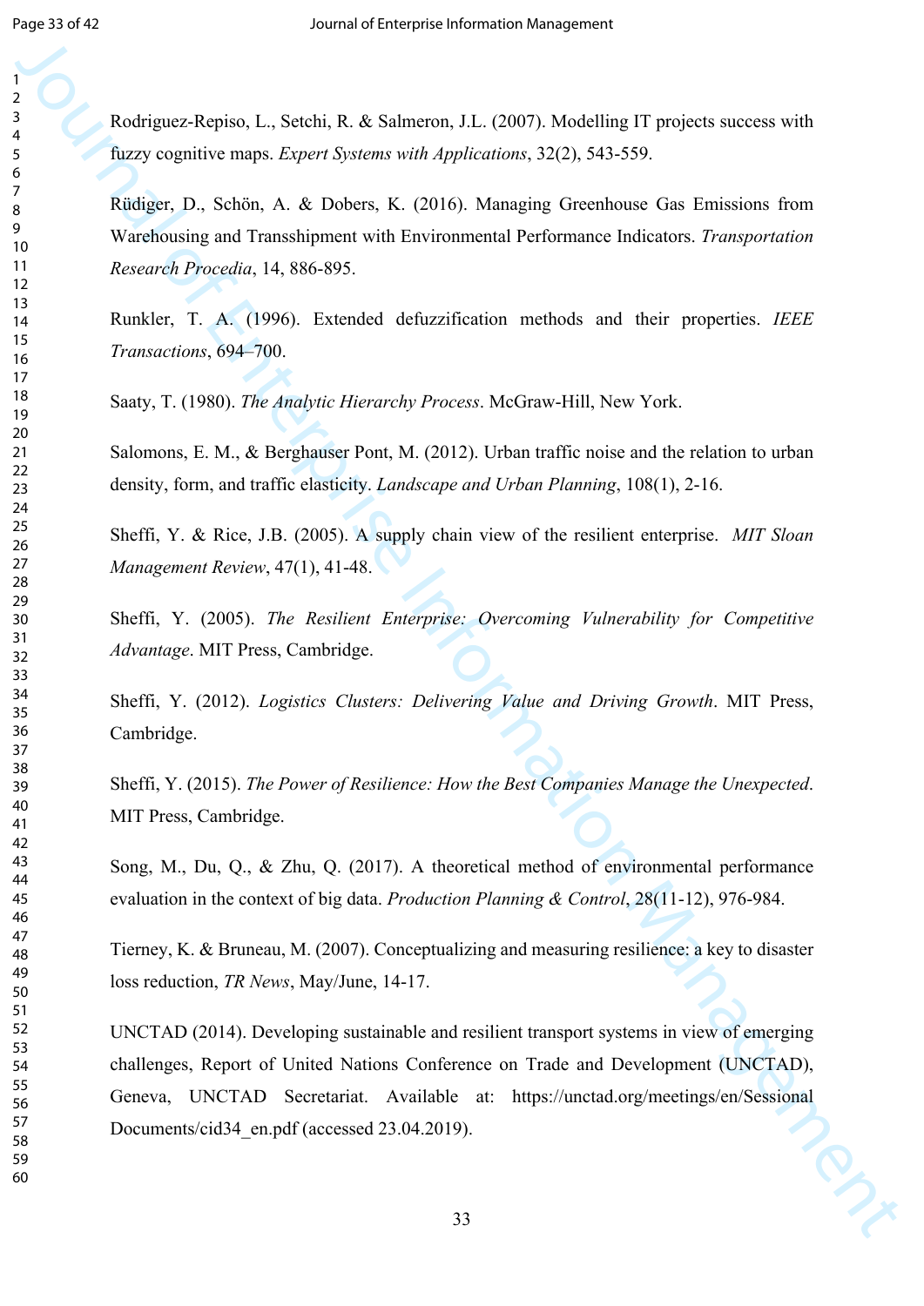Rodriguez-Repiso, L., Setchi, R. & Salmeron, J.L. (2007). Modelling IT projects success with fuzzy cognitive maps. *Expert Systems with Applications*, 32(2), 543-559.

Rüdiger, D., Schön, A. & Dobers, K. (2016). Managing Greenhouse Gas Emissions from Warehousing and Transshipment with Environmental Performance Indicators. *Transportation Research Procedia*, 14, 886-895.

Runkler, T. A. (1996). Extended defuzzification methods and their properties. *IEEE Transactions*, 694–700.

Saaty, T. (1980). *The Analytic Hierarchy Process*. McGraw-Hill, New York.

Salomons, E. M., & Berghauser Pont, M. (2012). Urban traffic noise and the relation to urban density, form, and traffic elasticity. *Landscape and Urban Planning*, 108(1), 2-16.

Sheffi, Y. & Rice, J.B. (2005). A supply chain view of the resilient enterprise. *MIT Sloan Management Review*, 47(1), 41-48.

Sheffi, Y. (2005). *The Resilient Enterprise: Overcoming Vulnerability for Competitive Advantage*. MIT Press, Cambridge.

Sheffi, Y. (2012). *Logistics Clusters: Delivering Value and Driving Growth*. MIT Press, Cambridge.

Sheffi, Y. (2015). *The Power of Resilience: How the Best Companies Manage the Unexpected*. MIT Press, Cambridge.

Song, M., Du, Q., & Zhu, Q. (2017). A theoretical method of environmental performance evaluation in the context of big data. *Production Planning & Control*, 28(11-12), 976-984.

Tierney, K. & Bruneau, M. (2007). Conceptualizing and measuring resilience: a key to disaster loss reduction, *TR News*, May/June, 14-17.

UNCTAD (2014). Developing sustainable and resilient transport systems in view of emerging challenges, Report of United Nations Conference on Trade and Development (UNCTAD), Geneva, UNCTAD Secretariat. Available at: https://unctad.org/meetings/en/SessionalDocuments/cid34_en.pdf (accessed 23.04.2019).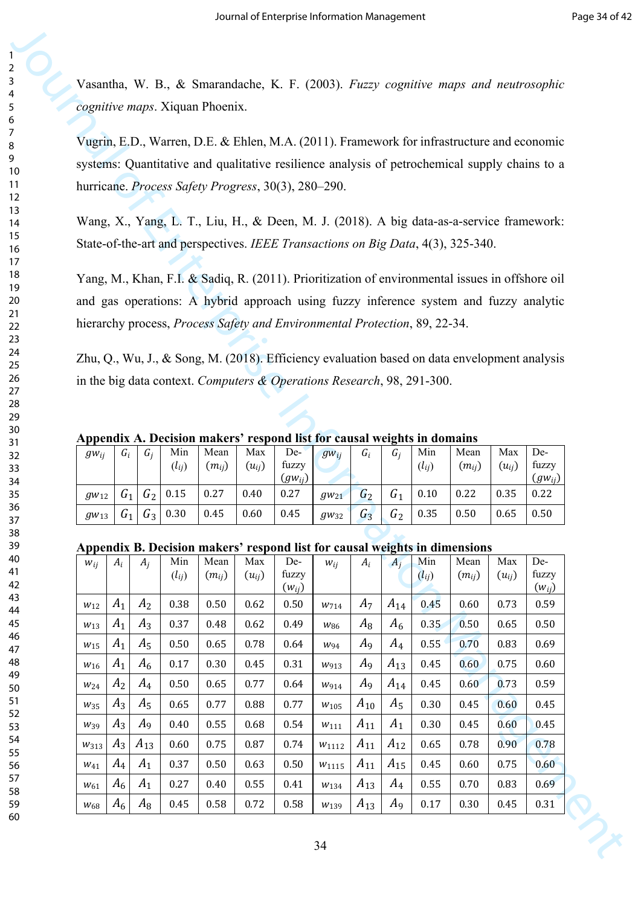Vasantha, W. B., & Smarandache, K. F. (2003). *Fuzzy cognitive maps and neutrosophic cognitive maps*. Xiquan Phoenix.

Vugrin, E.D., Warren, D.E. & Ehlen, M.A. (2011). Framework for infrastructure and economic systems: Quantitative and qualitative resilience analysis of petrochemical supply chains to a hurricane. *Process Safety Progress*, 30(3), 280–290.

Wang, X., Yang, L. T., Liu, H., & Deen, M. J. (2018). A big data-as-a-service framework: State-of-the-art and perspectives. *IEEE Transactions on Big Data*, 4(3), 325-340.

Yang, M., Khan, F.I. & Sadiq, R. (2011). Prioritization of environmental issues in offshore oil and gas operations: A hybrid approach using fuzzy inference system and fuzzy analytic hierarchy process, *Process Safety and Environmental Protection*, 89, 22-34.

Zhu, Q., Wu, J., & Song, M. (2018). Efficiency evaluation based on data envelopment analysis in the big data context. *Computers & Operations Research*, 98, 291-300.

**Appendix A. Decision makers' respond list for causal weights in domains**

| $gw_{ij}$ | $G_i$ | $G_j$ | Min ($l_{ij}$) | Mean ($m_{ij}$) | Max ($u_{ij}$) | De-fuzzy ($gw_{ij}$) | $gw_{ij}$ | $G_i$ | $G_j$ | Min ($l_{ij}$) | Mean ($m_{ij}$) | Max ($u_{ij}$) | De-fuzzy ($gw_{ij}$) |
|---|---|---|---|---|---|---|---|---|---|---|---|---|---|
| $gw_{12}$ | $G_1$ | $G_2$ | 0.15 | 0.27 | 0.40 | 0.27 | $gw_{21}$ | $G_2$ | $G_1$ | 0.10 | 0.22 | 0.35 | 0.22 |
| $gw_{13}$ | $G_1$ | $G_3$ | 0.30 | 0.45 | 0.60 | 0.45 | $gw_{32}$ | $G_3$ | $G_2$ | 0.35 | 0.50 | 0.65 | 0.50 |

**Appendix B. Decision makers' respond list for causal weights in dimensions**

| $w_{ij}$ | $A_i$ | $A_j$ | Min ($l_{ij}$) | Mean ($m_{ij}$) | Max ($u_{ij}$) | De-fuzzy ($w_{ij}$) | $w_{ij}$ | $A_i$ | $A_j$ | Min ($l_{ij}$) | Mean ($m_{ij}$) | Max ($u_{ij}$) | De-fuzzy ($w_{ij}$) |
|---|---|---|---|---|---|---|---|---|---|---|---|---|---|
| $w_{12}$ | $A_1$ | $A_2$ | 0.38 | 0.50 | 0.62 | 0.50 | $w_{714}$ | $A_7$ | $A_{14}$ | 0.45 | 0.60 | 0.73 | 0.59 |
| $w_{13}$ | $A_1$ | $A_3$ | 0.37 | 0.48 | 0.62 | 0.49 | $w_{86}$ | $A_8$ | $A_6$ | 0.35 | 0.50 | 0.65 | 0.50 |
| $w_{15}$ | $A_1$ | $A_5$ | 0.50 | 0.65 | 0.78 | 0.64 | $w_{94}$ | $A_9$ | $A_4$ | 0.55 | 0.70 | 0.83 | 0.69 |
| $w_{16}$ | $A_1$ | $A_6$ | 0.17 | 0.30 | 0.45 | 0.31 | $w_{913}$ | $A_9$ | $A_{13}$ | 0.45 | 0.60 | 0.75 | 0.60 |
| $w_{24}$ | $A_2$ | $A_4$ | 0.50 | 0.65 | 0.77 | 0.64 | $w_{914}$ | $A_9$ | $A_{14}$ | 0.45 | 0.60 | 0.73 | 0.59 |
| $w_{35}$ | $A_3$ | $A_5$ | 0.65 | 0.77 | 0.88 | 0.77 | $w_{105}$ | $A_{10}$ | $A_5$ | 0.30 | 0.45 | 0.60 | 0.45 |
| $w_{39}$ | $A_3$ | $A_9$ | 0.40 | 0.55 | 0.68 | 0.54 | $w_{111}$ | $A_{11}$ | $A_1$ | 0.30 | 0.45 | 0.60 | 0.45 |
| $w_{313}$ | $A_3$ | $A_{13}$ | 0.60 | 0.75 | 0.87 | 0.74 | $w_{1112}$ | $A_{11}$ | $A_{12}$ | 0.65 | 0.78 | 0.90 | 0.78 |
| $w_{41}$ | $A_4$ | $A_1$ | 0.37 | 0.50 | 0.63 | 0.50 | $w_{1115}$ | $A_{11}$ | $A_{15}$ | 0.45 | 0.60 | 0.75 | 0.60 |
| $w_{61}$ | $A_6$ | $A_1$ | 0.27 | 0.40 | 0.55 | 0.41 | $w_{134}$ | $A_{13}$ | $A_4$ | 0.55 | 0.70 | 0.83 | 0.69 |
| $w_{68}$ | $A_6$ | $A_8$ | 0.45 | 0.58 | 0.72 | 0.58 | $w_{139}$ | $A_{13}$ | $A_9$ | 0.17 | 0.30 | 0.45 | 0.31 |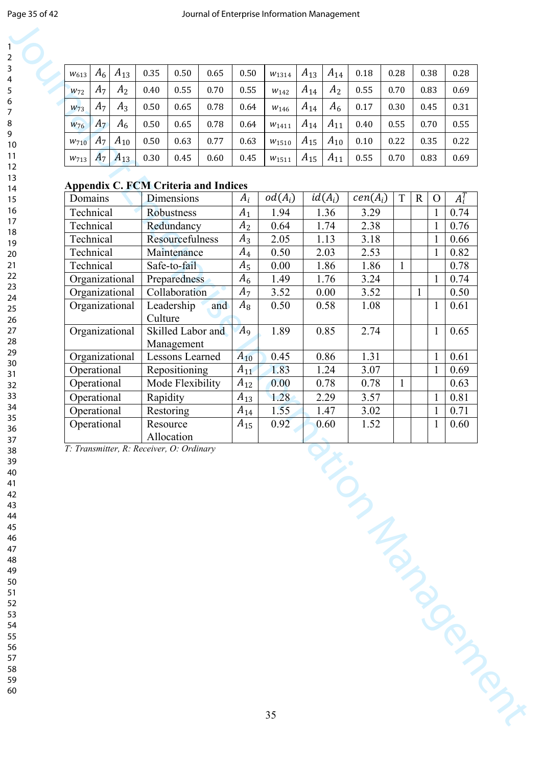| $w_{613}$ | $A_6$ | $A_{13}$ | 0.35 | 0.50 | 0.65 | 0.50 | $w_{1314}$ | $A_{13}$ | $A_{14}$ | 0.18 | 0.28 | 0.38 | 0.28 |
|---|---|---|---|---|---|---|---|---|---|---|---|---|---|
| $w_{72}$ | $A_7$ | $A_2$ | 0.40 | 0.55 | 0.70 | 0.55 | $w_{142}$ | $A_{14}$ | $A_2$ | 0.55 | 0.70 | 0.83 | 0.69 |
| $w_{73}$ | $A_7$ | $A_3$ | 0.50 | 0.65 | 0.78 | 0.64 | $w_{146}$ | $A_{14}$ | $A_6$ | 0.17 | 0.30 | 0.45 | 0.31 |
| $w_{76}$ | $A_7$ | $A_6$ | 0.50 | 0.65 | 0.78 | 0.64 | $w_{1411}$ | $A_{14}$ | $A_{11}$ | 0.40 | 0.55 | 0.70 | 0.55 |
| $w_{710}$ | $A_7$ | $A_{10}$ | 0.50 | 0.63 | 0.77 | 0.63 | $w_{1510}$ | $A_{15}$ | $A_{10}$ | 0.10 | 0.22 | 0.35 | 0.22 |
| $w_{713}$ | $A_7$ | $A_{13}$ | 0.30 | 0.45 | 0.60 | 0.45 | $w_{1511}$ | $A_{15}$ | $A_{11}$ | 0.55 | 0.70 | 0.83 | 0.69 |

## Appendix C. FCM Criteria and Indices

| Domains | Dimensions | $A_i$ | $od(A_i)$ | $id(A_i)$ | $cen(A_i)$ | T | R | O | $A_i^T$ |
|---|---|---|---|---|---|---|---|---|---|
| Technical | Robustness | $A_1$ | 1.94 | 1.36 | 3.29 | | | 1 | 0.74 |
| Technical | Redundancy | $A_2$ | 0.64 | 1.74 | 2.38 | | | 1 | 0.76 |
| Technical | Resourcefulness | $A_3$ | 2.05 | 1.13 | 3.18 | | | 1 | 0.66 |
| Technical | Maintenance | $A_4$ | 0.50 | 2.03 | 2.53 | | | 1 | 0.82 |
| Technical | Safe-to-fail | $A_5$ | 0.00 | 1.86 | 1.86 | 1 | | | 0.78 |
| Organizational | Preparedness | $A_6$ | 1.49 | 1.76 | 3.24 | | | 1 | 0.74 |
| Organizational | Collaboration | $A_7$ | 3.52 | 0.00 | 3.52 | | 1 | | 0.50 |
| Organizational | Leadership and Culture | $A_8$ | 0.50 | 0.58 | 1.08 | | | 1 | 0.61 |
| Organizational | Skilled Labor and Management | $A_9$ | 1.89 | 0.85 | 2.74 | | | 1 | 0.65 |
| Organizational | Lessons Learned | $A_{10}$ | 0.45 | 0.86 | 1.31 | | | 1 | 0.61 |
| Operational | Repositioning | $A_{11}$ | 1.83 | 1.24 | 3.07 | | | 1 | 0.69 |
| Operational | Mode Flexibility | $A_{12}$ | 0.00 | 0.78 | 0.78 | 1 | | | 0.63 |
| Operational | Rapidity | $A_{13}$ | 1.28 | 2.29 | 3.57 | | | 1 | 0.81 |
| Operational | Restoring | $A_{14}$ | 1.55 | 1.47 | 3.02 | | | 1 | 0.71 |
| Operational | Resource Allocation | $A_{15}$ | 0.92 | 0.60 | 1.52 | | | 1 | 0.60 |

*T: Transmitter, R: Receiver, O: Ordinary*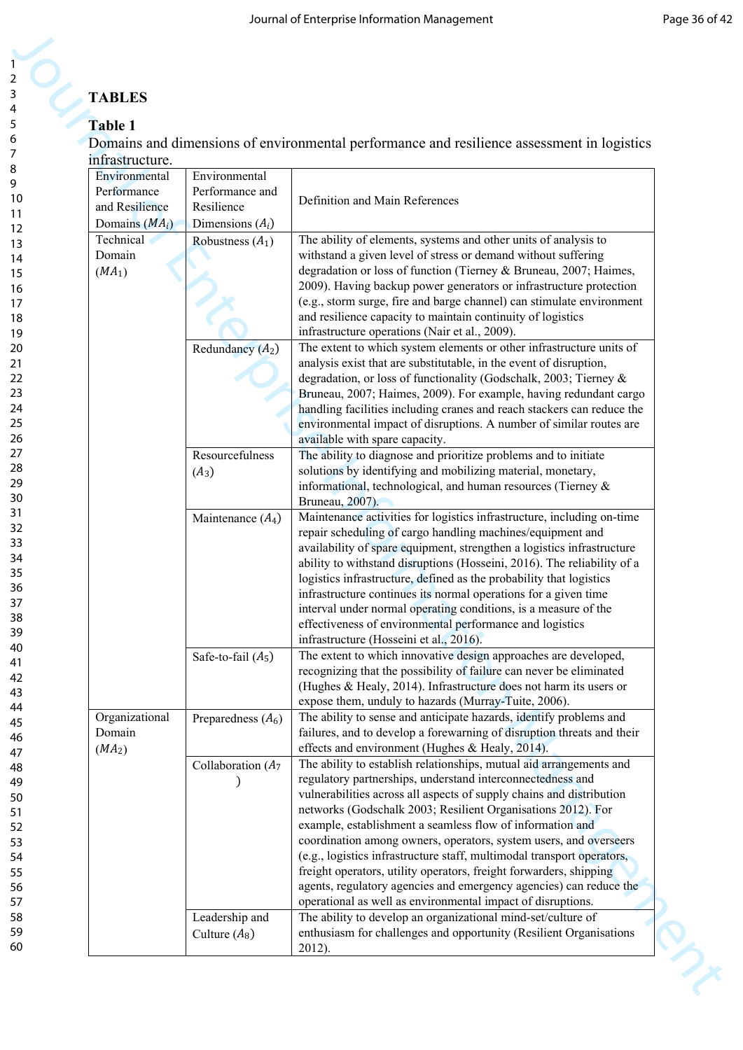**TABLES**

**Table 1**

Domains and dimensions of environmental performance and resilience assessment in logistics infrastructure.

| Environmental Performance and Resilience Domains ($MA_i$) | Environmental Performance and Resilience Dimensions ($A_i$) | Definition and Main References |
|---|---|---|
| Technical Domain ($MA_1$) | Robustness ($A_1$) | The ability of elements, systems and other units of analysis to withstand a given level of stress or demand without suffering degradation or loss of function (Tierney & Bruneau, 2007; Haimes, 2009). Having backup power generators or infrastructure protection (e.g., storm surge, fire and barge channel) can stimulate environment and resilience capacity to maintain continuity of logistics infrastructure operations (Nair et al., 2009). |
| | Redundancy ($A_2$) | The extent to which system elements or other infrastructure units of analysis exist that are substitutable, in the event of disruption, degradation, or loss of functionality (Godschalk, 2003; Tierney & Bruneau, 2007; Haimes, 2009). For example, having redundant cargo handling facilities including cranes and reach stackers can reduce the environmental impact of disruptions. A number of similar routes are available with spare capacity. |
| | Resourcefulness ($A_3$) | The ability to diagnose and prioritize problems and to initiate solutions by identifying and mobilizing material, monetary, informational, technological, and human resources (Tierney & Bruneau, 2007). |
| | Maintenance ($A_4$) | Maintenance activities for logistics infrastructure, including on-time repair scheduling of cargo handling machines/equipment and availability of spare equipment, strengthen a logistics infrastructure ability to withstand disruptions (Hosseini, 2016). The reliability of a logistics infrastructure, defined as the probability that logistics infrastructure continues its normal operations for a given time interval under normal operating conditions, is a measure of the effectiveness of environmental performance and logistics infrastructure (Hosseini et al., 2016). |
| | Safe-to-fail ($A_5$) | The extent to which innovative design approaches are developed, recognizing that the possibility of failure can never be eliminated (Hughes & Healy, 2014). Infrastructure does not harm its users or expose them, unduly to hazards (Murray-Tuite, 2006). |
| Organizational Domain ($MA_2$) | Preparedness ($A_6$) | The ability to sense and anticipate hazards, identify problems and failures, and to develop a forewarning of disruption threats and their effects and environment (Hughes & Healy, 2014). |
| | Collaboration ($A_7$) | The ability to establish relationships, mutual aid arrangements and regulatory partnerships, understand interconnectedness and vulnerabilities across all aspects of supply chains and distribution networks (Godschalk 2003; Resilient Organisations 2012). For example, establishment a seamless flow of information and coordination among owners, operators, system users, and overseers (e.g., logistics infrastructure staff, multimodal transport operators, freight operators, utility operators, freight forwarders, shipping agents, regulatory agencies and emergency agencies) can reduce the operational as well as environmental impact of disruptions. |
| | Leadership and Culture ($A_8$) | The ability to develop an organizational mind-set/culture of enthusiasm for challenges and opportunity (Resilient Organisations 2012). |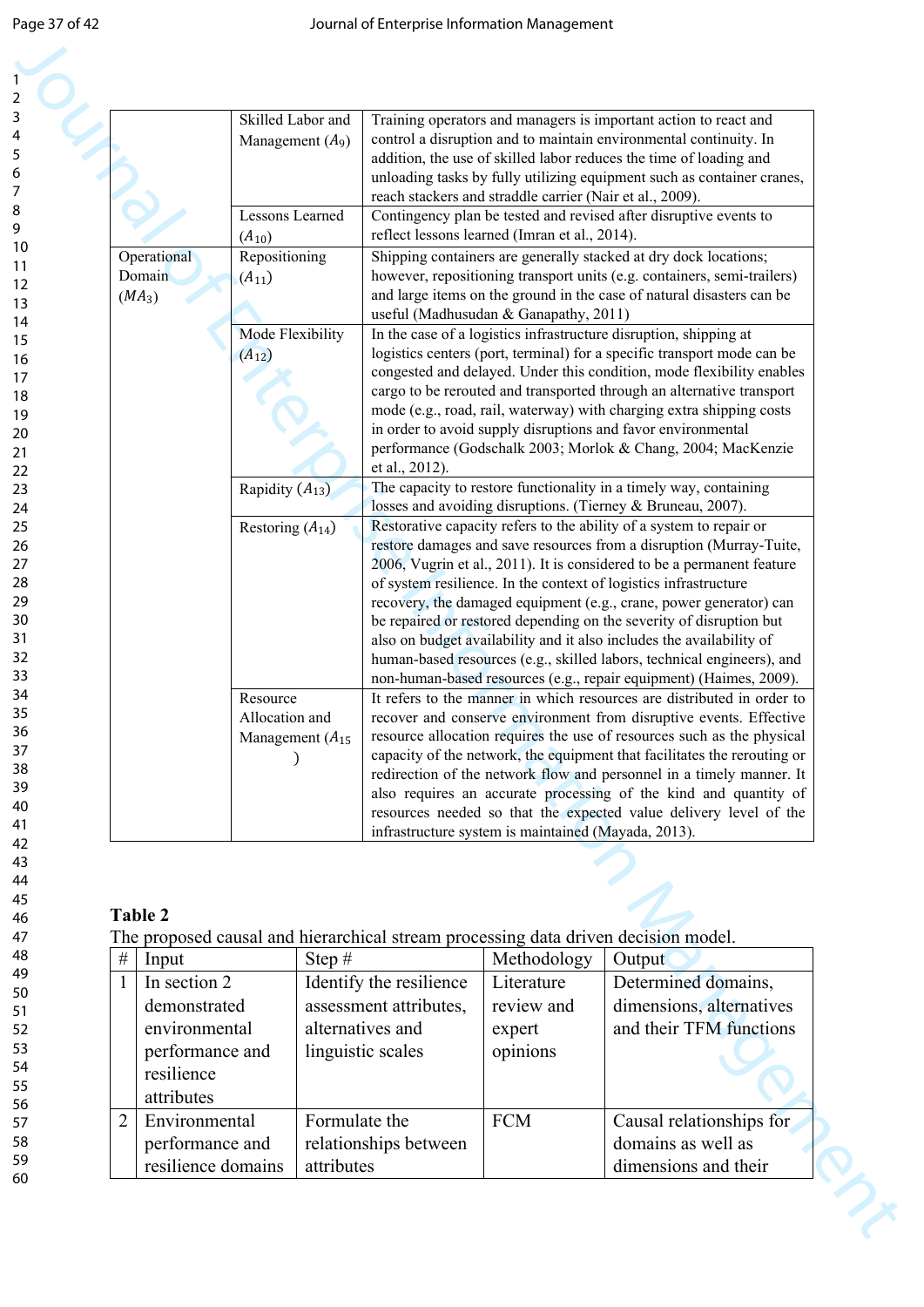|  |  |  |
|---|---|---|
|  | Skilled Labor and Management ($A_9$) | Training operators and managers is important action to react and control a disruption and to maintain environmental continuity. In addition, the use of skilled labor reduces the time of loading and unloading tasks by fully utilizing equipment such as container cranes, reach stackers and straddle carrier (Nair et al., 2009). |
|  | Lessons Learned ($A_{10}$) | Contingency plan be tested and revised after disruptive events to reflect lessons learned (Imran et al., 2014). |
| Operational Domain ($MA_3$) | Repositioning ($A_{11}$) | Shipping containers are generally stacked at dry dock locations; however, repositioning transport units (e.g. containers, semi-trailers) and large items on the ground in the case of natural disasters can be useful (Madhusudan & Ganapathy, 2011) |
|  | Mode Flexibility ($A_{12}$) | In the case of a logistics infrastructure disruption, shipping at logistics centers (port, terminal) for a specific transport mode can be congested and delayed. Under this condition, mode flexibility enables cargo to be rerouted and transported through an alternative transport mode (e.g., road, rail, waterway) with charging extra shipping costs in order to avoid supply disruptions and favor environmental performance (Godschalk 2003; Morlok & Chang, 2004; MacKenzie et al., 2012). |
|  | Rapidity ($A_{13}$) | The capacity to restore functionality in a timely way, containing losses and avoiding disruptions. (Tierney & Bruneau, 2007). |
|  | Restoring ($A_{14}$) | Restorative capacity refers to the ability of a system to repair or restore damages and save resources from a disruption (Murray-Tuite, 2006, Vugrin et al., 2011). It is considered to be a permanent feature of system resilience. In the context of logistics infrastructure recovery, the damaged equipment (e.g., crane, power generator) can be repaired or restored depending on the severity of disruption but also on budget availability and it also includes the availability of human-based resources (e.g., skilled labors, technical engineers), and non-human-based resources (e.g., repair equipment) (Haimes, 2009). |
|  | Resource Allocation and Management ($A_{15}$) | It refers to the manner in which resources are distributed in order to recover and conserve environment from disruptive events. Effective resource allocation requires the use of resources such as the physical capacity of the network, the equipment that facilitates the rerouting or redirection of the network flow and personnel in a timely manner. It also requires an accurate processing of the kind and quantity of resources needed so that the expected value delivery level of the infrastructure system is maintained (Mayada, 2013). |

**Table 2**

The proposed causal and hierarchical stream processing data driven decision model.

| # | Input | Step # | Methodology | Output |
|---|---|---|---|---|
| 1 | In section 2 demonstrated environmental performance and resilience attributes | Identify the resilience assessment attributes, alternatives and linguistic scales | Literature review and expert opinions | Determined domains, dimensions, alternatives and their TFM functions |
| 2 | Environmental performance and resilience domains | Formulate the relationships between attributes | FCM | Causal relationships for domains as well as dimensions and their |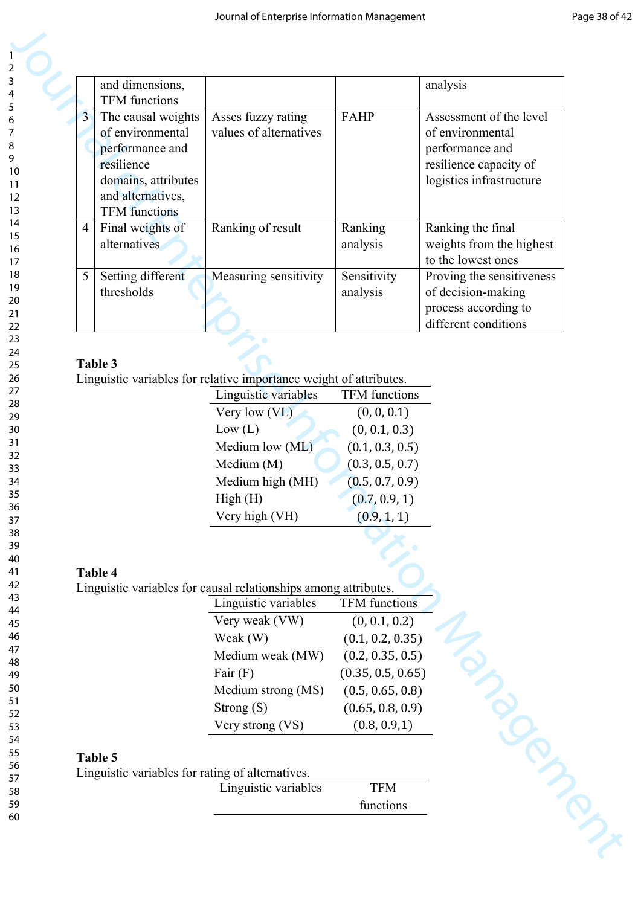|   |   |   |   |   |
|---|---|---|---|---|
|   | and dimensions, TFM functions |   |   | analysis |
| 3 | The causal weights of environmental performance and resilience domains, attributes and alternatives, TFM functions | Asses fuzzy rating values of alternatives | FAHP | Assessment of the level of environmental performance and resilience capacity of logistics infrastructure |
| 4 | Final weights of alternatives | Ranking of result | Ranking analysis | Ranking the final weights from the highest to the lowest ones |
| 5 | Setting different thresholds | Measuring sensitivity | Sensitivity analysis | Proving the sensitiveness of decision-making process according to different conditions |

**Table 3**

Linguistic variables for relative importance weight of attributes.

| Linguistic variables | TFM functions |
|---|---|
| Very low (VL) | (0, 0, 0.1) |
| Low (L) | (0, 0.1, 0.3) |
| Medium low (ML) | (0.1, 0.3, 0.5) |
| Medium (M) | (0.3, 0.5, 0.7) |
| Medium high (MH) | (0.5, 0.7, 0.9) |
| High (H) | (0.7, 0.9, 1) |
| Very high (VH) | (0.9, 1, 1) |

**Table 4**

Linguistic variables for causal relationships among attributes.

| Linguistic variables | TFM functions |
|---|---|
| Very weak (VW) | (0, 0.1, 0.2) |
| Weak (W) | (0.1, 0.2, 0.35) |
| Medium weak (MW) | (0.2, 0.35, 0.5) |
| Fair (F) | (0.35, 0.5, 0.65) |
| Medium strong (MS) | (0.5, 0.65, 0.8) |
| Strong (S) | (0.65, 0.8, 0.9) |
| Very strong (VS) | (0.8, 0.9,1) |

**Table 5**

Linguistic variables for rating of alternatives.

| Linguistic variables | TFM functions |
|---|---|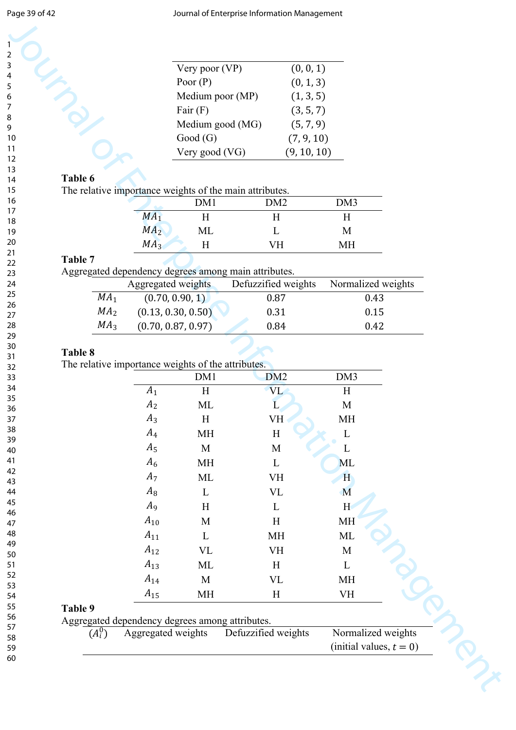| | |
|---|---|
| Very poor (VP) | (0, 0, 1) |
| Poor (P) | (0, 1, 3) |
| Medium poor (MP) | (1, 3, 5) |
| Fair (F) | (3, 5, 7) |
| Medium good (MG) | (5, 7, 9) |
| Good (G) | (7, 9, 10) |
| Very good (VG) | (9, 10, 10) |

**Table 6**
The relative importance weights of the main attributes.

| | DM1 | DM2 | DM3 |
|---|---|---|---|
| $MA_1$ | H | H | H |
| $MA_2$ | ML | L | M |
| $MA_3$ | H | VH | MH |

**Table 7**
Aggregated dependency degrees among main attributes.

| | Aggregated weights | Defuzzified weights | Normalized weights |
|---|---|---|---|
| $MA_1$ | (0.70, 0.90, 1) | 0.87 | 0.43 |
| $MA_2$ | (0.13, 0.30, 0.50) | 0.31 | 0.15 |
| $MA_3$ | (0.70, 0.87, 0.97) | 0.84 | 0.42 |

**Table 8**
The relative importance weights of the attributes.

| | DM1 | DM2 | DM3 |
|---|---|---|---|
| $A_1$ | H | VL | H |
| $A_2$ | ML | L | M |
| $A_3$ | H | VH | MH |
| $A_4$ | MH | H | L |
| $A_5$ | M | M | L |
| $A_6$ | MH | L | ML |
| $A_7$ | ML | VH | H |
| $A_8$ | L | VL | M |
| $A_9$ | H | L | H |
| $A_{10}$ | M | H | MH |
| $A_{11}$ | L | MH | ML |
| $A_{12}$ | VL | VH | M |
| $A_{13}$ | ML | H | L |
| $A_{14}$ | M | VL | MH |
| $A_{15}$ | MH | H | VH |

**Table 9**
Aggregated dependency degrees among attributes.

| $(A_i^0)$ | Aggregated weights | Defuzzified weights | Normalized weights (initial values, $t = 0$) |
|---|---|---|---|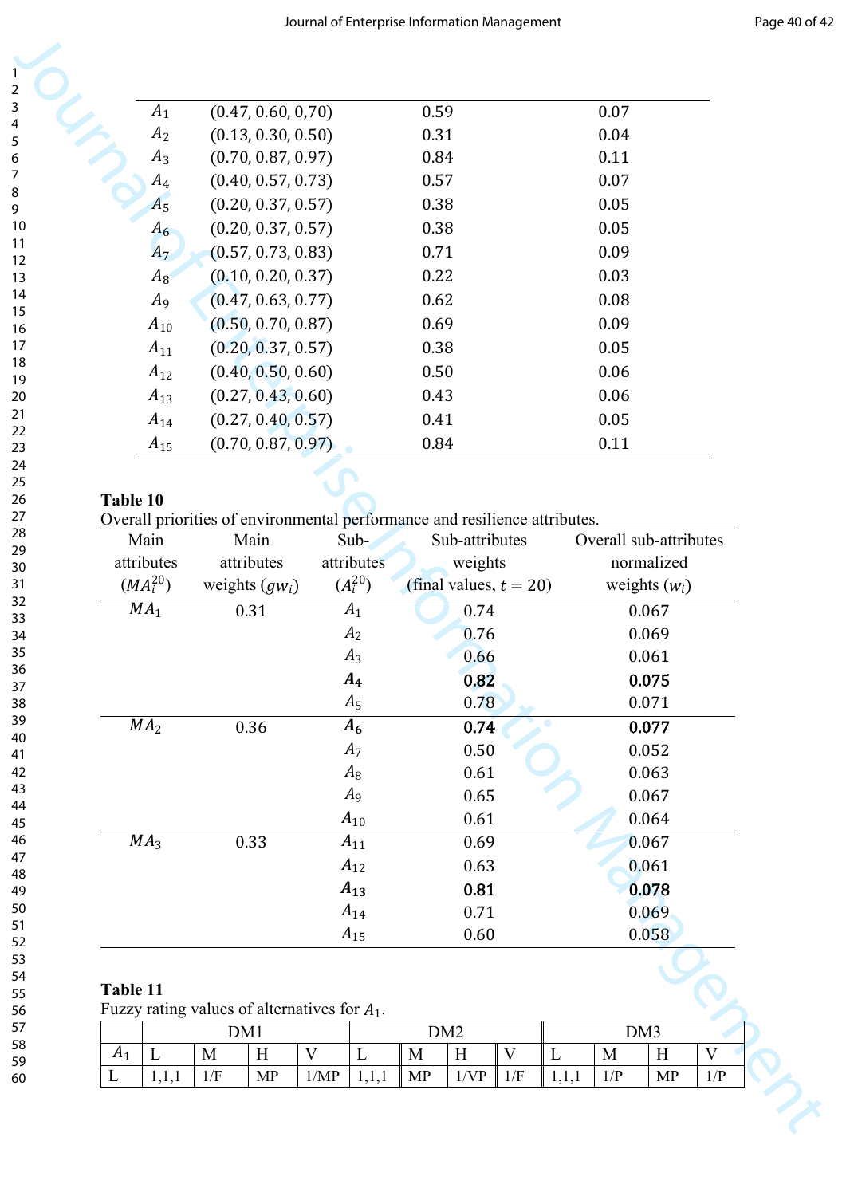| | | | |
|---|---|---|---|
| $A_1$ | (0.47, 0.60, 0,70) | 0.59 | 0.07 |
| $A_2$ | (0.13, 0.30, 0.50) | 0.31 | 0.04 |
| $A_3$ | (0.70, 0.87, 0.97) | 0.84 | 0.11 |
| $A_4$ | (0.40, 0.57, 0.73) | 0.57 | 0.07 |
| $A_5$ | (0.20, 0.37, 0.57) | 0.38 | 0.05 |
| $A_6$ | (0.20, 0.37, 0.57) | 0.38 | 0.05 |
| $A_7$ | (0.57, 0.73, 0.83) | 0.71 | 0.09 |
| $A_8$ | (0.10, 0.20, 0.37) | 0.22 | 0.03 |
| $A_9$ | (0.47, 0.63, 0.77) | 0.62 | 0.08 |
| $A_{10}$ | (0.50, 0.70, 0.87) | 0.69 | 0.09 |
| $A_{11}$ | (0.20, 0.37, 0.57) | 0.38 | 0.05 |
| $A_{12}$ | (0.40, 0.50, 0.60) | 0.50 | 0.06 |
| $A_{13}$ | (0.27, 0.43, 0.60) | 0.43 | 0.06 |
| $A_{14}$ | (0.27, 0.40, 0.57) | 0.41 | 0.05 |
| $A_{15}$ | (0.70, 0.87, 0.97) | 0.84 | 0.11 |

**Table 10**
Overall priorities of environmental performance and resilience attributes.

| Main attributes ($MA_i^{20}$) | Main attributes weights ($gw_i$) | Sub-attributes ($A_i^{20}$) | Sub-attributes weights (final values, $t = 20$) | Overall sub-attributes normalized weights ($w_i$) |
|---|---|---|---|---|
| $MA_1$ | 0.31 | $A_1$ | 0.74 | 0.067 |
| | | $A_2$ | 0.76 | 0.069 |
| | | $A_3$ | 0.66 | 0.061 |
| | | $\boldsymbol{A_4}$ | **0.82** | **0.075** |
| | | $A_5$ | 0.78 | 0.071 |
| $MA_2$ | 0.36 | $\boldsymbol{A_6}$ | **0.74** | **0.077** |
| | | $A_7$ | 0.50 | 0.052 |
| | | $A_8$ | 0.61 | 0.063 |
| | | $A_9$ | 0.65 | 0.067 |
| | | $A_{10}$ | 0.61 | 0.064 |
| $MA_3$ | 0.33 | $A_{11}$ | 0.69 | 0.067 |
| | | $A_{12}$ | 0.63 | 0.061 |
| | | $\boldsymbol{A_{13}}$ | **0.81** | **0.078** |
| | | $A_{14}$ | 0.71 | 0.069 |
| | | $A_{15}$ | 0.60 | 0.058 |

**Table 11**
Fuzzy rating values of alternatives for $A_1$.

| | DM1 | | | | DM2 | | | | DM3 | | | |
|---|---|---|---|---|---|---|---|---|---|---|---|---|
| $A_1$ | L | M | H | V | L | M | H | V | L | M | H | V |
| L | 1,1,1 | 1/F | MP | 1/MP | 1,1,1 | MP | 1/VP | 1/F | 1,1,1 | 1/P | MP | 1/P |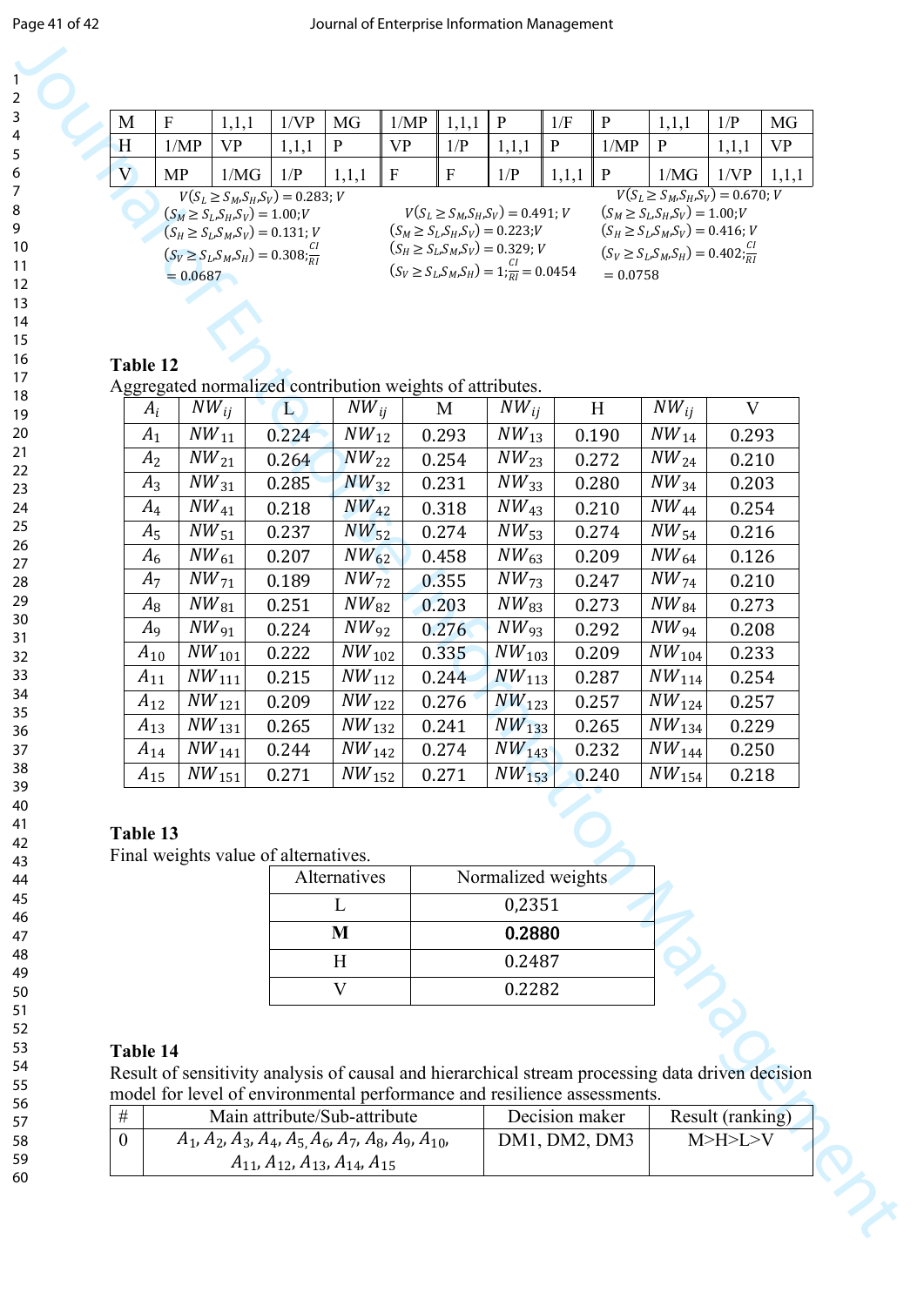| M | F | 1,1,1 | 1/VP | MG | 1/MP | 1,1,1 | P | 1/F | P | 1,1,1 | 1/P | MG |
|---|---|---|---|---|---|---|---|---|---|---|---|---|
| H | 1/MP | VP | 1,1,1 | P | VP | 1/P | 1,1,1 | P | 1/MP | P | 1,1,1 | VP |
| V | MP | 1/MG | 1/P | 1,1,1 | F | F | 1/P | 1,1,1 | P | 1/MG | 1/VP | 1,1,1 |

$V(S_L \geq S_M, S_H, S_V) = 0.283$; $V(S_M \geq S_L, S_H, S_V) = 1.00$; $V(S_H \geq S_L, S_M, S_V) = 0.131$; $V(S_V \geq S_L, S_M, S_H) = 0.308$; $\frac{CI}{RI} = 0.0687$

$V(S_L \geq S_M, S_H, S_V) = 0.491$; $V(S_M \geq S_L, S_H, S_V) = 0.223$; $V(S_H \geq S_L, S_M, S_V) = 0.329$; $V(S_V \geq S_L, S_M, S_H) = 1$; $\frac{CI}{RI} = 0.0454$

$V(S_L \geq S_M, S_H, S_V) = 0.670$; $V(S_M \geq S_L, S_H, S_V) = 1.00$; $V(S_H \geq S_L, S_M, S_V) = 0.416$; $V(S_V \geq S_L, S_M, S_H) = 0.402$; $\frac{CI}{RI} = 0.0758$

**Table 12**

Aggregated normalized contribution weights of attributes.

| $A_i$ | $NW_{ij}$ | L | $NW_{ij}$ | M | $NW_{ij}$ | H | $NW_{ij}$ | V |
|---|---|---|---|---|---|---|---|---|
| $A_1$ | $NW_{11}$ | 0.224 | $NW_{12}$ | 0.293 | $NW_{13}$ | 0.190 | $NW_{14}$ | 0.293 |
| $A_2$ | $NW_{21}$ | 0.264 | $NW_{22}$ | 0.254 | $NW_{23}$ | 0.272 | $NW_{24}$ | 0.210 |
| $A_3$ | $NW_{31}$ | 0.285 | $NW_{32}$ | 0.231 | $NW_{33}$ | 0.280 | $NW_{34}$ | 0.203 |
| $A_4$ | $NW_{41}$ | 0.218 | $NW_{42}$ | 0.318 | $NW_{43}$ | 0.210 | $NW_{44}$ | 0.254 |
| $A_5$ | $NW_{51}$ | 0.237 | $NW_{52}$ | 0.274 | $NW_{53}$ | 0.274 | $NW_{54}$ | 0.216 |
| $A_6$ | $NW_{61}$ | 0.207 | $NW_{62}$ | 0.458 | $NW_{63}$ | 0.209 | $NW_{64}$ | 0.126 |
| $A_7$ | $NW_{71}$ | 0.189 | $NW_{72}$ | 0.355 | $NW_{73}$ | 0.247 | $NW_{74}$ | 0.210 |
| $A_8$ | $NW_{81}$ | 0.251 | $NW_{82}$ | 0.203 | $NW_{83}$ | 0.273 | $NW_{84}$ | 0.273 |
| $A_9$ | $NW_{91}$ | 0.224 | $NW_{92}$ | 0.276 | $NW_{93}$ | 0.292 | $NW_{94}$ | 0.208 |
| $A_{10}$ | $NW_{101}$ | 0.222 | $NW_{102}$ | 0.335 | $NW_{103}$ | 0.209 | $NW_{104}$ | 0.233 |
| $A_{11}$ | $NW_{111}$ | 0.215 | $NW_{112}$ | 0.244 | $NW_{113}$ | 0.287 | $NW_{114}$ | 0.254 |
| $A_{12}$ | $NW_{121}$ | 0.209 | $NW_{122}$ | 0.276 | $NW_{123}$ | 0.257 | $NW_{124}$ | 0.257 |
| $A_{13}$ | $NW_{131}$ | 0.265 | $NW_{132}$ | 0.241 | $NW_{133}$ | 0.265 | $NW_{134}$ | 0.229 |
| $A_{14}$ | $NW_{141}$ | 0.244 | $NW_{142}$ | 0.274 | $NW_{143}$ | 0.232 | $NW_{144}$ | 0.250 |
| $A_{15}$ | $NW_{151}$ | 0.271 | $NW_{152}$ | 0.271 | $NW_{153}$ | 0.240 | $NW_{154}$ | 0.218 |

**Table 13**

Final weights value of alternatives.

| Alternatives | Normalized weights |
|---|---|
| L | 0,2351 |
| **M** | **0.2880** |
| H | 0.2487 |
| V | 0.2282 |

**Table 14**

Result of sensitivity analysis of causal and hierarchical stream processing data driven decision model for level of environmental performance and resilience assessments.

| # | Main attribute/Sub-attribute | Decision maker | Result (ranking) |
|---|---|---|---|
| 0 | $A_1, A_2, A_3, A_4, A_5, A_6, A_7, A_8, A_9, A_{10}, A_{11}, A_{12}, A_{13}, A_{14}, A_{15}$ | DM1, DM2, DM3 | M>H>L>V |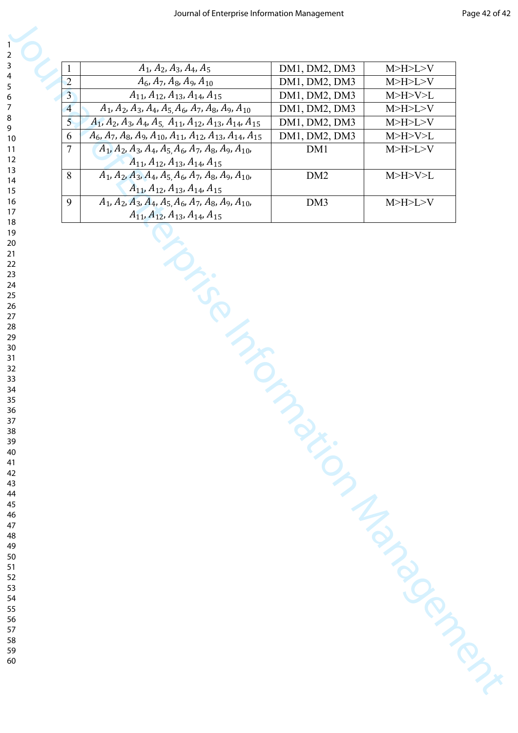| | | | |
|---|---|---|---|
| 1 | $A_1, A_2, A_3, A_4, A_5$ | DM1, DM2, DM3 | M>H>L>V |
| 2 | $A_6, A_7, A_8, A_9, A_{10}$ | DM1, DM2, DM3 | M>H>L>V |
| 3 | $A_{11}, A_{12}, A_{13}, A_{14}, A_{15}$ | DM1, DM2, DM3 | M>H>V>L |
| 4 | $A_1, A_2, A_3, A_4, A_5, A_6, A_7, A_8, A_9, A_{10}$ | DM1, DM2, DM3 | M>H>L>V |
| 5 | $A_1, A_2, A_3, A_4, A_5, A_{11}, A_{12}, A_{13}, A_{14}, A_{15}$ | DM1, DM2, DM3 | M>H>L>V |
| 6 | $A_6, A_7, A_8, A_9, A_{10}, A_{11}, A_{12}, A_{13}, A_{14}, A_{15}$ | DM1, DM2, DM3 | M>H>V>L |
| 7 | $A_1, A_2, A_3, A_4, A_5, A_6, A_7, A_8, A_9, A_{10}, A_{11}, A_{12}, A_{13}, A_{14}, A_{15}$ | DM1 | M>H>L>V |
| 8 | $A_1, A_2, A_3, A_4, A_5, A_6, A_7, A_8, A_9, A_{10}, A_{11}, A_{12}, A_{13}, A_{14}, A_{15}$ | DM2 | M>H>V>L |
| 9 | $A_1, A_2, A_3, A_4, A_5, A_6, A_7, A_8, A_9, A_{10}, A_{11}, A_{12}, A_{13}, A_{14}, A_{15}$ | DM3 | M>H>L>V |